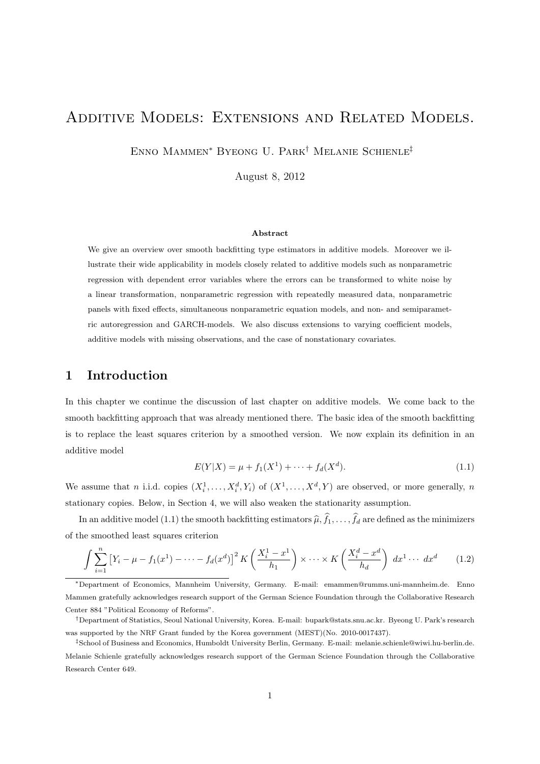# Additive Models: Extensions and Related Models.

Enno Mammen[*] Byeong U. Park[†] Melanie Schienle[‡]

August 8, 2012

### Abstract

We give an overview over smooth backfitting type estimators in additive models. Moreover we illustrate their wide applicability in models closely related to additive models such as nonparametric regression with dependent error variables where the errors can be transformed to white noise by a linear transformation, nonparametric regression with repeatedly measured data, nonparametric panels with fixed effects, simultaneous nonparametric equation models, and non- and semiparametric autoregression and GARCH-models. We also discuss extensions to varying coefficient models, additive models with missing observations, and the case of nonstationary covariates.

## 1 Introduction

In this chapter we continue the discussion of last chapter on additive models. We come back to the smooth backfitting approach that was already mentioned there. The basic idea of the smooth backfitting is to replace the least squares criterion by a smoothed version. We now explain its definition in an additive model

$$E(Y|X) = \mu + f_1(X^1) + \cdots + f_d(X^d). \tag{1.1}$$

We assume that $n$ i.i.d. copies $(X_i^1, \ldots, X_i^d, Y_i)$ of $(X^1, \ldots, X^d, Y)$ are observed, or more generally, $n$ stationary copies. Below, in Section 4, we will also weaken the stationarity assumption.

In an additive model (1.1) the smooth backfitting estimators $\widehat{\mu}, \widehat{f}_1, \ldots, \widehat{f}_d$ are defined as the minimizers of the smoothed least squares criterion

$$\int \sum_{i=1}^{n} \left[Y_i - \mu - f_1(x^1) - \cdots - f_d(x^d)\right]^2 K\left(\frac{X_i^1 - x^1}{h_1}\right) \times \cdots \times K\left(\frac{X_i^d - x^d}{h_d}\right) \, dx^1 \cdots \, dx^d \tag{1.2}$$

---

[*] Department of Economics, Mannheim University, Germany. E-mail: emammen@rumms.uni-mannheim.de. Enno Mammen gratefully acknowledges research support of the German Science Foundation through the Collaborative Research Center 884 "Political Economy of Reforms".

[†] Department of Statistics, Seoul National University, Korea. E-mail: bupark@stats.snu.ac.kr. Byeong U. Park's research was supported by the NRF Grant funded by the Korea government (MEST)(No. 2010-0017437).

[‡] School of Business and Economics, Humboldt University Berlin, Germany. E-mail: melanie.schienle@wiwi.hu-berlin.de. Melanie Schienle gratefully acknowledges research support of the German Science Foundation through the Collaborative Research Center 649.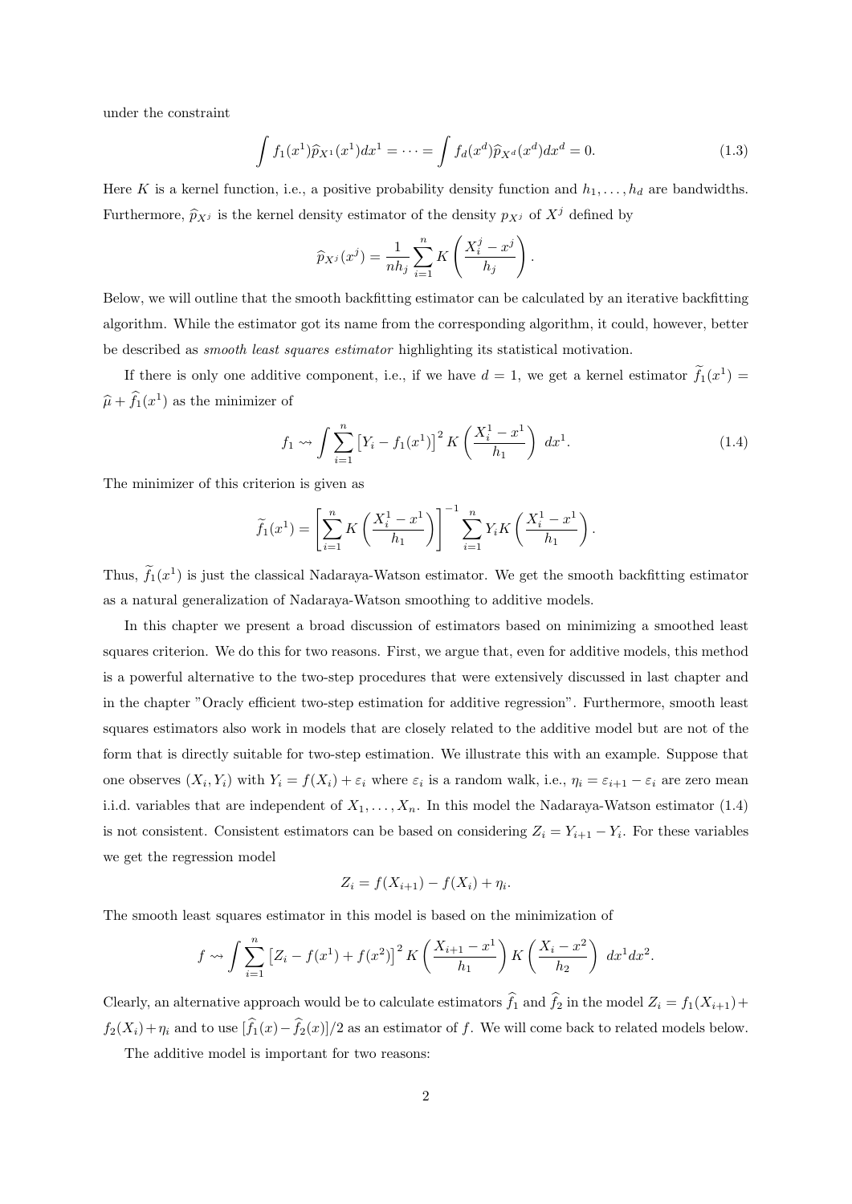under the constraint

$$\int f_1(x^1)\widehat{p}_{X^1}(x^1)dx^1 = \cdots = \int f_d(x^d)\widehat{p}_{X^d}(x^d)dx^d = 0. \tag{1.3}$$

Here $K$ is a kernel function, i.e., a positive probability density function and $h_1, \ldots, h_d$ are bandwidths. Furthermore, $\widehat{p}_{X^j}$ is the kernel density estimator of the density $p_{X^j}$ of $X^j$ defined by

$$\widehat{p}_{X^j}(x^j) = \frac{1}{nh_j}\sum_{i=1}^n K\left(\frac{X_i^j - x^j}{h_j}\right).$$

Below, we will outline that the smooth backfitting estimator can be calculated by an iterative backfitting algorithm. While the estimator got its name from the corresponding algorithm, it could, however, better be described as *smooth least squares estimator* highlighting its statistical motivation.

If there is only one additive component, i.e., if we have $d = 1$, we get a kernel estimator $\widetilde{f}_1(x^1) = \widehat{\mu} + \widehat{f}_1(x^1)$ as the minimizer of

$$f_1 \rightsquigarrow \int \sum_{i=1}^n \left[Y_i - f_1(x^1)\right]^2 K\left(\frac{X_i^1 - x^1}{h_1}\right)\ dx^1. \tag{1.4}$$

The minimizer of this criterion is given as

$$\widetilde{f}_1(x^1) = \left[\sum_{i=1}^n K\left(\frac{X_i^1 - x^1}{h_1}\right)\right]^{-1} \sum_{i=1}^n Y_i K\left(\frac{X_i^1 - x^1}{h_1}\right).$$

Thus, $\widetilde{f}_1(x^1)$ is just the classical Nadaraya-Watson estimator. We get the smooth backfitting estimator as a natural generalization of Nadaraya-Watson smoothing to additive models.

In this chapter we present a broad discussion of estimators based on minimizing a smoothed least squares criterion. We do this for two reasons. First, we argue that, even for additive models, this method is a powerful alternative to the two-step procedures that were extensively discussed in last chapter and in the chapter "Oracly efficient two-step estimation for additive regression". Furthermore, smooth least squares estimators also work in models that are closely related to the additive model but are not of the form that is directly suitable for two-step estimation. We illustrate this with an example. Suppose that one observes $(X_i, Y_i)$ with $Y_i = f(X_i) + \varepsilon_i$ where $\varepsilon_i$ is a random walk, i.e., $\eta_i = \varepsilon_{i+1} - \varepsilon_i$ are zero mean i.i.d. variables that are independent of $X_1, \ldots, X_n$. In this model the Nadaraya-Watson estimator (1.4) is not consistent. Consistent estimators can be based on considering $Z_i = Y_{i+1} - Y_i$. For these variables we get the regression model

$$Z_i = f(X_{i+1}) - f(X_i) + \eta_i.$$

The smooth least squares estimator in this model is based on the minimization of

$$f \rightsquigarrow \int \sum_{i=1}^n \left[Z_i - f(x^1) + f(x^2)\right]^2 K\left(\frac{X_{i+1} - x^1}{h_1}\right) K\left(\frac{X_i - x^2}{h_2}\right)\ dx^1 dx^2.$$

Clearly, an alternative approach would be to calculate estimators $\widehat{f}_1$ and $\widehat{f}_2$ in the model $Z_i = f_1(X_{i+1}) + f_2(X_i) + \eta_i$ and to use $[\widehat{f}_1(x) - \widehat{f}_2(x)]/2$ as an estimator of $f$. We will come back to related models below.

The additive model is important for two reasons: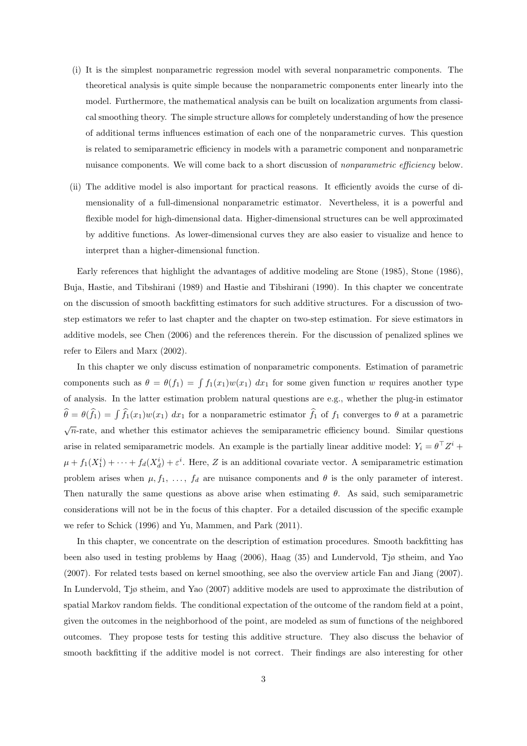(i) It is the simplest nonparametric regression model with several nonparametric components. The theoretical analysis is quite simple because the nonparametric components enter linearly into the model. Furthermore, the mathematical analysis can be built on localization arguments from classical smoothing theory. The simple structure allows for completely understanding of how the presence of additional terms influences estimation of each one of the nonparametric curves. This question is related to semiparametric efficiency in models with a parametric component and nonparametric nuisance components. We will come back to a short discussion of *nonparametric efficiency* below.

(ii) The additive model is also important for practical reasons. It efficiently avoids the curse of dimensionality of a full-dimensional nonparametric estimator. Nevertheless, it is a powerful and flexible model for high-dimensional data. Higher-dimensional structures can be well approximated by additive functions. As lower-dimensional curves they are also easier to visualize and hence to interpret than a higher-dimensional function.

Early references that highlight the advantages of additive modeling are Stone (1985), Stone (1986), Buja, Hastie, and Tibshirani (1989) and Hastie and Tibshirani (1990). In this chapter we concentrate on the discussion of smooth backfitting estimators for such additive structures. For a discussion of two-step estimators we refer to last chapter and the chapter on two-step estimation. For sieve estimators in additive models, see Chen (2006) and the references therein. For the discussion of penalized splines we refer to Eilers and Marx (2002).

In this chapter we only discuss estimation of nonparametric components. Estimation of parametric components such as $\theta = \theta(f_1) = \int f_1(x_1)w(x_1)\ dx_1$ for some given function $w$ requires another type of analysis. In the latter estimation problem natural questions are e.g., whether the plug-in estimator $\widehat{\theta} = \theta(\widehat{f}_1) = \int \widehat{f}_1(x_1)w(x_1)\ dx_1$ for a nonparametric estimator $\widehat{f}_1$ of $f_1$ converges to $\theta$ at a parametric $\sqrt{n}$-rate, and whether this estimator achieves the semiparametric efficiency bound. Similar questions arise in related semiparametric models. An example is the partially linear additive model: $Y_i = \theta^\top Z^i + \mu + f_1(X_1^i) + \cdots + f_d(X_d^i) + \varepsilon^i$. Here, $Z$ is an additional covariate vector. A semiparametric estimation problem arises when $\mu, f_1, \ldots, f_d$ are nuisance components and $\theta$ is the only parameter of interest. Then naturally the same questions as above arise when estimating $\theta$. As said, such semiparametric considerations will not be in the focus of this chapter. For a detailed discussion of the specific example we refer to Schick (1996) and Yu, Mammen, and Park (2011).

In this chapter, we concentrate on the description of estimation procedures. Smooth backfitting has been also used in testing problems by Haag (2006), Haag (35) and Lundervold, Tjø stheim, and Yao (2007). For related tests based on kernel smoothing, see also the overview article Fan and Jiang (2007). In Lundervold, Tjø stheim, and Yao (2007) additive models are used to approximate the distribution of spatial Markov random fields. The conditional expectation of the outcome of the random field at a point, given the outcomes in the neighborhood of the point, are modeled as sum of functions of the neighbored outcomes. They propose tests for testing this additive structure. They also discuss the behavior of smooth backfitting if the additive model is not correct. Their findings are also interesting for other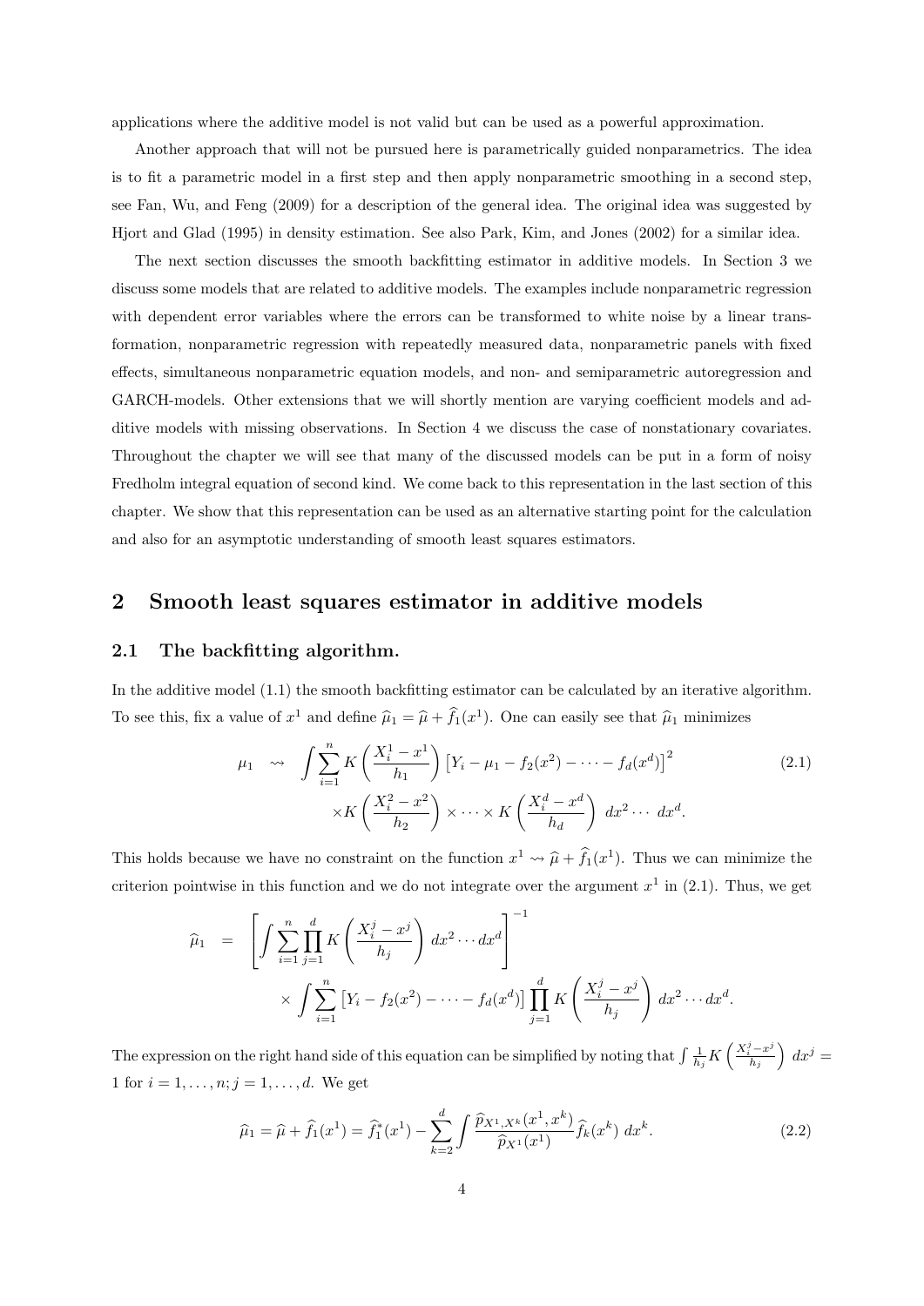applications where the additive model is not valid but can be used as a powerful approximation.

Another approach that will not be pursued here is parametrically guided nonparametrics. The idea is to fit a parametric model in a first step and then apply nonparametric smoothing in a second step, see Fan, Wu, and Feng (2009) for a description of the general idea. The original idea was suggested by Hjort and Glad (1995) in density estimation. See also Park, Kim, and Jones (2002) for a similar idea.

The next section discusses the smooth backfitting estimator in additive models. In Section 3 we discuss some models that are related to additive models. The examples include nonparametric regression with dependent error variables where the errors can be transformed to white noise by a linear transformation, nonparametric regression with repeatedly measured data, nonparametric panels with fixed effects, simultaneous nonparametric equation models, and non- and semiparametric autoregression and GARCH-models. Other extensions that we will shortly mention are varying coefficient models and additive models with missing observations. In Section 4 we discuss the case of nonstationary covariates. Throughout the chapter we will see that many of the discussed models can be put in a form of noisy Fredholm integral equation of second kind. We come back to this representation in the last section of this chapter. We show that this representation can be used as an alternative starting point for the calculation and also for an asymptotic understanding of smooth least squares estimators.

## 2 Smooth least squares estimator in additive models

### 2.1 The backfitting algorithm.

In the additive model (1.1) the smooth backfitting estimator can be calculated by an iterative algorithm. To see this, fix a value of $x^1$ and define $\widehat{\mu}_1 = \widehat{\mu} + \widehat{f}_1(x^1)$. One can easily see that $\widehat{\mu}_1$ minimizes

$$\mu_1 \rightsquigarrow \int \sum_{i=1}^{n} K\left(\frac{X_i^1 - x^1}{h_1}\right)\left[Y_i - \mu_1 - f_2(x^2) - \cdots - f_d(x^d)\right]^2 \times K\left(\frac{X_i^2 - x^2}{h_2}\right) \times \cdots \times K\left(\frac{X_i^d - x^d}{h_d}\right)\, dx^2 \cdots\, dx^d. \tag{2.1}$$

This holds because we have no constraint on the function $x^1 \rightsquigarrow \widehat{\mu} + \widehat{f}_1(x^1)$. Thus we can minimize the criterion pointwise in this function and we do not integrate over the argument $x^1$ in (2.1). Thus, we get

$$\widehat{\mu}_1 = \left[\int \sum_{i=1}^{n} \prod_{j=1}^{d} K\left(\frac{X_i^j - x^j}{h_j}\right) dx^2 \cdots dx^d\right]^{-1} \times \int \sum_{i=1}^{n}\left[Y_i - f_2(x^2) - \cdots - f_d(x^d)\right] \prod_{j=1}^{d} K\left(\frac{X_i^j - x^j}{h_j}\right) dx^2 \cdots dx^d.$$

The expression on the right hand side of this equation can be simplified by noting that $\int \frac{1}{h_j} K\left(\frac{X_i^j - x^j}{h_j}\right)\, dx^j = 1$ for $i = 1, \ldots, n; j = 1, \ldots, d$. We get

$$\widehat{\mu}_1 = \widehat{\mu} + \widehat{f}_1(x^1) = \widehat{f}_1^*(x^1) - \sum_{k=2}^{d} \int \frac{\widehat{p}_{X^1,X^k}(x^1, x^k)}{\widehat{p}_{X^1}(x^1)} \widehat{f}_k(x^k)\, dx^k. \tag{2.2}$$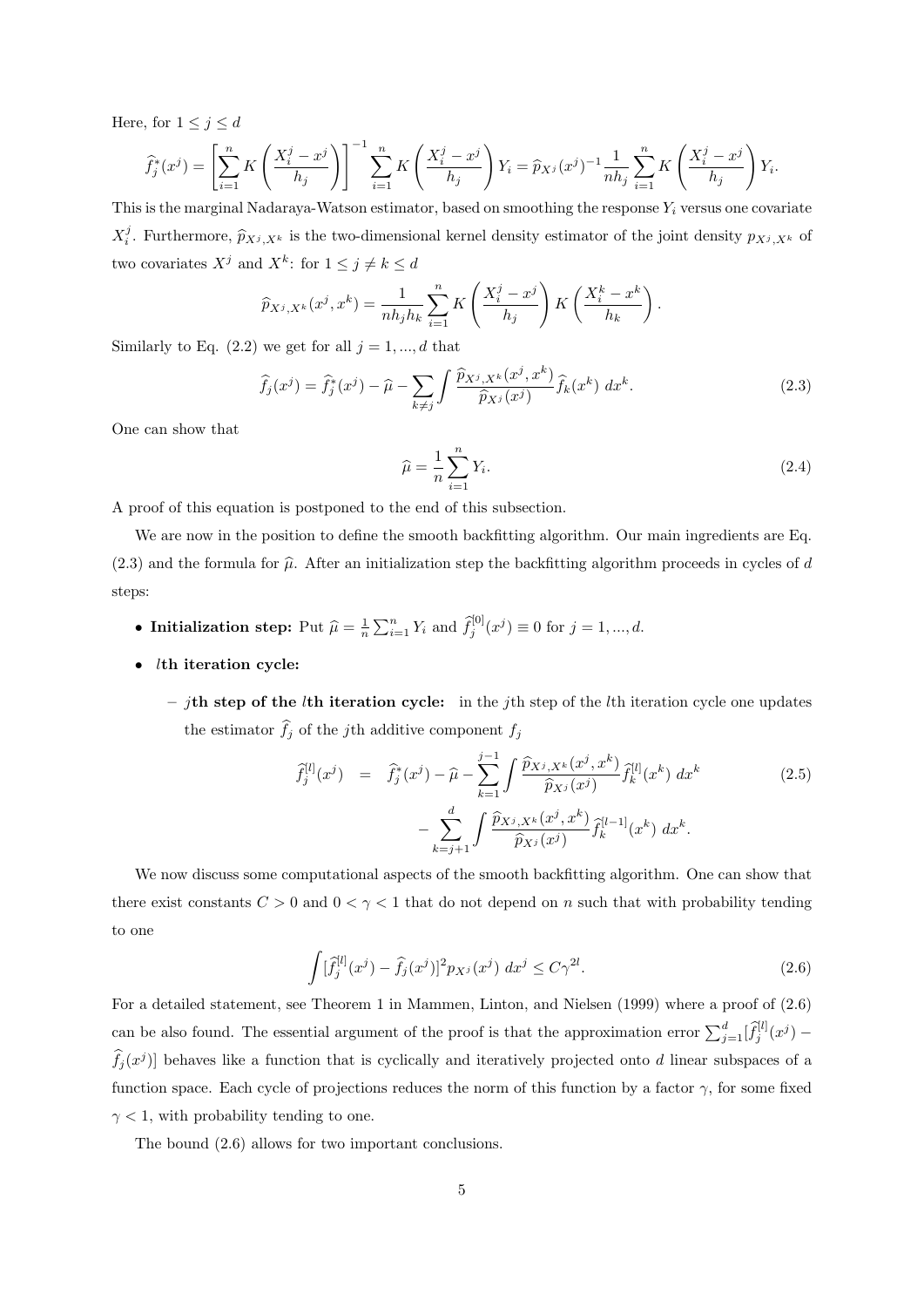Here, for $1 \le j \le d$

$$\widehat{f}_j^*(x^j) = \left[\sum_{i=1}^n K\left(\frac{X_i^j - x^j}{h_j}\right)\right]^{-1} \sum_{i=1}^n K\left(\frac{X_i^j - x^j}{h_j}\right) Y_i = \widehat{p}_{X^j}(x^j)^{-1} \frac{1}{nh_j} \sum_{i=1}^n K\left(\frac{X_i^j - x^j}{h_j}\right) Y_i.$$

This is the marginal Nadaraya-Watson estimator, based on smoothing the response $Y_i$ versus one covariate $X_i^j$. Furthermore, $\widehat{p}_{X^j,X^k}$ is the two-dimensional kernel density estimator of the joint density $p_{X^j,X^k}$ of two covariates $X^j$ and $X^k$: for $1 \le j \ne k \le d$

$$\widehat{p}_{X^j,X^k}(x^j, x^k) = \frac{1}{nh_j h_k} \sum_{i=1}^n K\left(\frac{X_i^j - x^j}{h_j}\right) K\left(\frac{X_i^k - x^k}{h_k}\right).$$

Similarly to Eq. (2.2) we get for all $j = 1, ..., d$ that

$$\widehat{f}_j(x^j) = \widehat{f}_j^*(x^j) - \widehat{\mu} - \sum_{k \ne j} \int \frac{\widehat{p}_{X^j,X^k}(x^j, x^k)}{\widehat{p}_{X^j}(x^j)} \widehat{f}_k(x^k)\, dx^k. \tag{2.3}$$

One can show that

$$\widehat{\mu} = \frac{1}{n} \sum_{i=1}^n Y_i. \tag{2.4}$$

A proof of this equation is postponed to the end of this subsection.

We are now in the position to define the smooth backfitting algorithm. Our main ingredients are Eq. (2.3) and the formula for $\widehat{\mu}$. After an initialization step the backfitting algorithm proceeds in cycles of $d$ steps:

- **Initialization step:** Put $\widehat{\mu} = \frac{1}{n} \sum_{i=1}^n Y_i$ and $\widehat{f}_j^{[0]}(x^j) \equiv 0$ for $j = 1, ..., d$.
- ***l*th iteration cycle:**
  - ***j*th step of the *l*th iteration cycle:** in the $j$th step of the $l$th iteration cycle one updates the estimator $\widehat{f}_j$ of the $j$th additive component $f_j$

$$\begin{aligned} \widehat{f}_j^{[l]}(x^j) &= \widehat{f}_j^*(x^j) - \widehat{\mu} - \sum_{k=1}^{j-1} \int \frac{\widehat{p}_{X^j,X^k}(x^j, x^k)}{\widehat{p}_{X^j}(x^j)} \widehat{f}_k^{[l]}(x^k)\, dx^k \\ &\quad - \sum_{k=j+1}^{d} \int \frac{\widehat{p}_{X^j,X^k}(x^j, x^k)}{\widehat{p}_{X^j}(x^j)} \widehat{f}_k^{[l-1]}(x^k)\, dx^k. \end{aligned} \tag{2.5}$$

We now discuss some computational aspects of the smooth backfitting algorithm. One can show that there exist constants $C > 0$ and $0 < \gamma < 1$ that do not depend on $n$ such that with probability tending to one

$$\int [\widehat{f}_j^{[l]}(x^j) - \widehat{f}_j(x^j)]^2 p_{X^j}(x^j)\, dx^j \le C\gamma^{2l}. \tag{2.6}$$

For a detailed statement, see Theorem 1 in Mammen, Linton, and Nielsen (1999) where a proof of (2.6) can be also found. The essential argument of the proof is that the approximation error $\sum_{j=1}^d [\widehat{f}_j^{[l]}(x^j) - \widehat{f}_j(x^j)]$ behaves like a function that is cyclically and iteratively projected onto $d$ linear subspaces of a function space. Each cycle of projections reduces the norm of this function by a factor $\gamma$, for some fixed $\gamma < 1$, with probability tending to one.

The bound (2.6) allows for two important conclusions.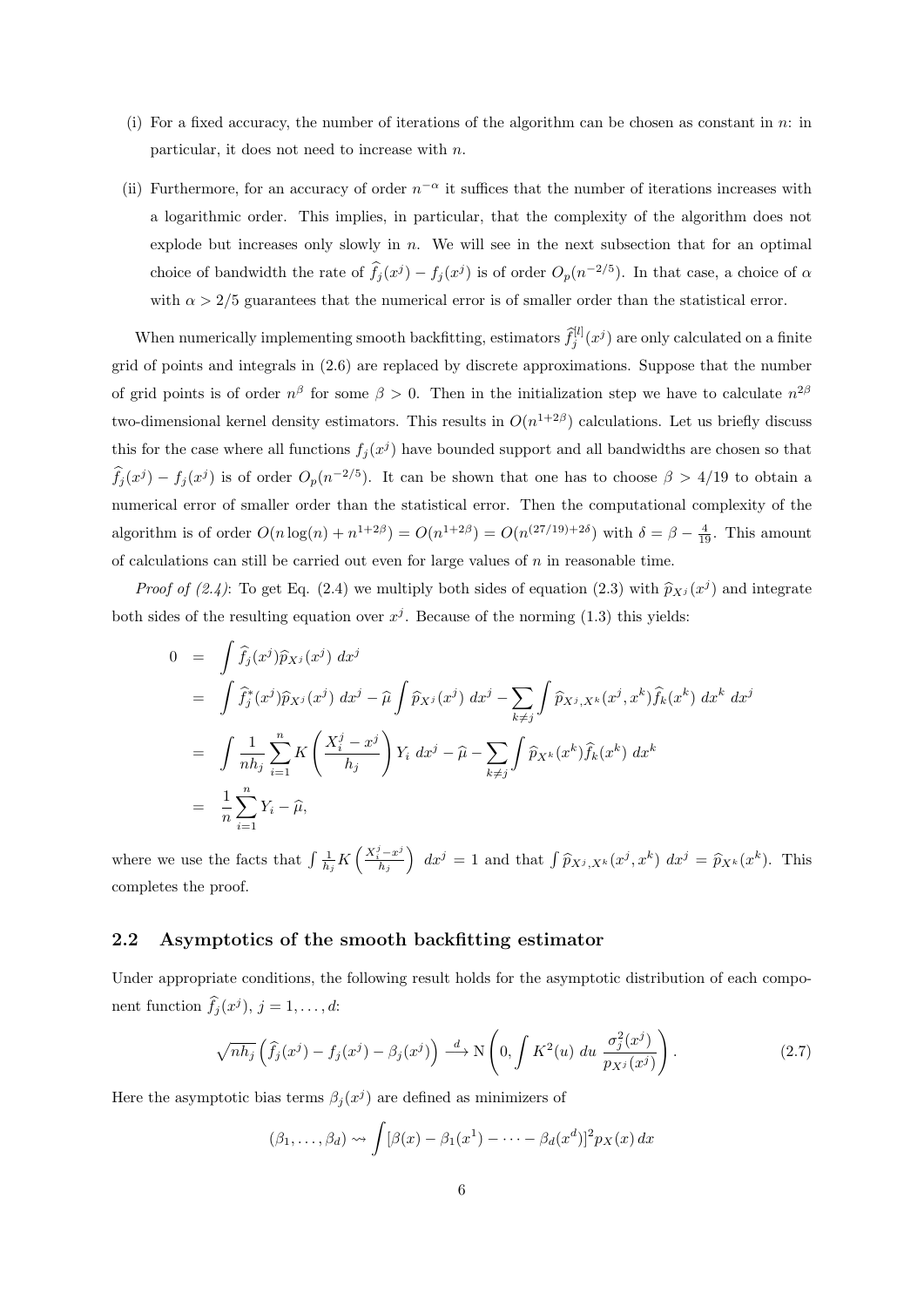(i) For a fixed accuracy, the number of iterations of the algorithm can be chosen as constant in $n$: in particular, it does not need to increase with $n$.

(ii) Furthermore, for an accuracy of order $n^{-\alpha}$ it suffices that the number of iterations increases with a logarithmic order. This implies, in particular, that the complexity of the algorithm does not explode but increases only slowly in $n$. We will see in the next subsection that for an optimal choice of bandwidth the rate of $\widehat{f}_j(x^j) - f_j(x^j)$ is of order $O_p(n^{-2/5})$. In that case, a choice of $\alpha$ with $\alpha > 2/5$ guarantees that the numerical error is of smaller order than the statistical error.

When numerically implementing smooth backfitting, estimators $\widehat{f}_j^{[l]}(x^j)$ are only calculated on a finite grid of points and integrals in (2.6) are replaced by discrete approximations. Suppose that the number of grid points is of order $n^{\beta}$ for some $\beta > 0$. Then in the initialization step we have to calculate $n^{2\beta}$ two-dimensional kernel density estimators. This results in $O(n^{1+2\beta})$ calculations. Let us briefly discuss this for the case where all functions $f_j(x^j)$ have bounded support and all bandwidths are chosen so that $\widehat{f}_j(x^j) - f_j(x^j)$ is of order $O_p(n^{-2/5})$. It can be shown that one has to choose $\beta > 4/19$ to obtain a numerical error of smaller order than the statistical error. Then the computational complexity of the algorithm is of order $O(n\log(n) + n^{1+2\beta}) = O(n^{1+2\beta}) = O(n^{(27/19)+2\delta})$ with $\delta = \beta - \frac{4}{19}$. This amount of calculations can still be carried out even for large values of $n$ in reasonable time.

*Proof of (2.4)*: To get Eq. (2.4) we multiply both sides of equation (2.3) with $\widehat{p}_{X^j}(x^j)$ and integrate both sides of the resulting equation over $x^j$. Because of the norming (1.3) this yields:

$$
\begin{aligned}
0 &= \int \widehat{f}_j(x^j)\widehat{p}_{X^j}(x^j)\ dx^j \\
&= \int \widehat{f}_j^*(x^j)\widehat{p}_{X^j}(x^j)\ dx^j - \widehat{\mu}\int \widehat{p}_{X^j}(x^j)\ dx^j - \sum_{k\neq j}\int \widehat{p}_{X^j,X^k}(x^j,x^k)\widehat{f}_k(x^k)\ dx^k\ dx^j \\
&= \int \frac{1}{nh_j}\sum_{i=1}^n K\left(\frac{X_i^j - x^j}{h_j}\right)Y_i\ dx^j - \widehat{\mu} - \sum_{k\neq j}\int \widehat{p}_{X^k}(x^k)\widehat{f}_k(x^k)\ dx^k \\
&= \frac{1}{n}\sum_{i=1}^n Y_i - \widehat{\mu},
\end{aligned}
$$

where we use the facts that $\int \frac{1}{h_j}K\left(\frac{X_i^j - x^j}{h_j}\right)\ dx^j = 1$ and that $\int \widehat{p}_{X^j,X^k}(x^j,x^k)\ dx^j = \widehat{p}_{X^k}(x^k)$. This completes the proof.

## 2.2 Asymptotics of the smooth backfitting estimator

Under appropriate conditions, the following result holds for the asymptotic distribution of each component function $\widehat{f}_j(x^j)$, $j = 1, \ldots, d$:

$$
\sqrt{nh_j}\left(\widehat{f}_j(x^j) - f_j(x^j) - \beta_j(x^j)\right) \xrightarrow{d} \mathrm{N}\left(0, \int K^2(u)\ du\ \frac{\sigma_j^2(x^j)}{p_{X^j}(x^j)}\right). \tag{2.7}
$$

Here the asymptotic bias terms $\beta_j(x^j)$ are defined as minimizers of

$$
(\beta_1, \ldots, \beta_d) \rightsquigarrow \int [\beta(x) - \beta_1(x^1) - \cdots - \beta_d(x^d)]^2 p_X(x)\, dx
$$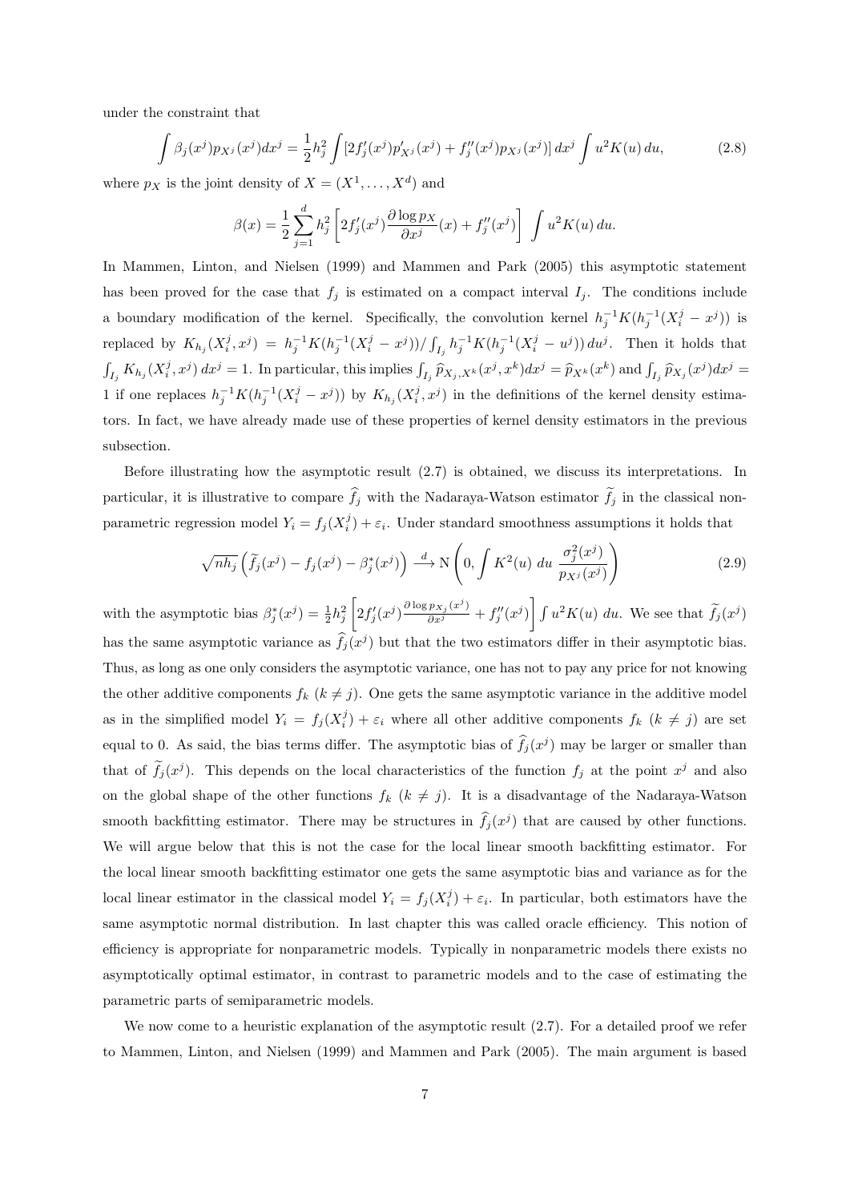under the constraint that

$$\int \beta_j(x^j) p_{X^j}(x^j) dx^j = \frac{1}{2} h_j^2 \int \left[ 2 f_j'(x^j) p_{X^j}'(x^j) + f_j''(x^j) p_{X^j}(x^j) \right] dx^j \int u^2 K(u)\, du, \tag{2.8}$$

where $p_X$ is the joint density of $X = (X^1, \ldots, X^d)$ and

$$\beta(x) = \frac{1}{2} \sum_{j=1}^d h_j^2 \left[ 2 f_j'(x^j) \frac{\partial \log p_X}{\partial x^j}(x) + f_j''(x^j) \right] \int u^2 K(u)\, du.$$

In Mammen, Linton, and Nielsen (1999) and Mammen and Park (2005) this asymptotic statement has been proved for the case that $f_j$ is estimated on a compact interval $I_j$. The conditions include a boundary modification of the kernel. Specifically, the convolution kernel $h_j^{-1} K(h_j^{-1}(X_i^j - x^j))$ is replaced by $K_{h_j}(X_i^j, x^j) = h_j^{-1} K(h_j^{-1}(X_i^j - x^j)) / \int_{I_j} h_j^{-1} K(h_j^{-1}(X_i^j - u^j))\, du^j$. Then it holds that $\int_{I_j} K_{h_j}(X_i^j, x^j)\, dx^j = 1$. In particular, this implies $\int_{I_j} \widehat{p}_{X_j, X^k}(x^j, x^k) dx^j = \widehat{p}_{X^k}(x^k)$ and $\int_{I_j} \widehat{p}_{X_j}(x^j) dx^j = 1$ if one replaces $h_j^{-1} K(h_j^{-1}(X_i^j - x^j))$ by $K_{h_j}(X_i^j, x^j)$ in the definitions of the kernel density estimators. In fact, we have already made use of these properties of kernel density estimators in the previous subsection.

Before illustrating how the asymptotic result (2.7) is obtained, we discuss its interpretations. In particular, it is illustrative to compare $\widehat{f}_j$ with the Nadaraya-Watson estimator $\widetilde{f}_j$ in the classical nonparametric regression model $Y_i = f_j(X_i^j) + \varepsilon_i$. Under standard smoothness assumptions it holds that

$$\sqrt{n h_j} \left( \widetilde{f}_j(x^j) - f_j(x^j) - \beta_j^*(x^j) \right) \xrightarrow{d} \mathrm{N}\left( 0, \int K^2(u)\, du\, \frac{\sigma_j^2(x^j)}{p_{X^j}(x^j)} \right) \tag{2.9}$$

with the asymptotic bias $\beta_j^*(x^j) = \frac{1}{2} h_j^2 \left[ 2 f_j'(x^j) \frac{\partial \log p_{X_j}(x^j)}{\partial x^j} + f_j''(x^j) \right] \int u^2 K(u)\, du$. We see that $\widetilde{f}_j(x^j)$ has the same asymptotic variance as $\widehat{f}_j(x^j)$ but that the two estimators differ in their asymptotic bias. Thus, as long as one only considers the asymptotic variance, one has not to pay any price for not knowing the other additive components $f_k$ $(k \neq j)$. One gets the same asymptotic variance in the additive model as in the simplified model $Y_i = f_j(X_i^j) + \varepsilon_i$ where all other additive components $f_k$ $(k \neq j)$ are set equal to 0. As said, the bias terms differ. The asymptotic bias of $\widehat{f}_j(x^j)$ may be larger or smaller than that of $\widetilde{f}_j(x^j)$. This depends on the local characteristics of the function $f_j$ at the point $x^j$ and also on the global shape of the other functions $f_k$ $(k \neq j)$. It is a disadvantage of the Nadaraya-Watson smooth backfitting estimator. There may be structures in $\widehat{f}_j(x^j)$ that are caused by other functions. We will argue below that this is not the case for the local linear smooth backfitting estimator. For the local linear smooth backfitting estimator one gets the same asymptotic bias and variance as for the local linear estimator in the classical model $Y_i = f_j(X_i^j) + \varepsilon_i$. In particular, both estimators have the same asymptotic normal distribution. In last chapter this was called oracle efficiency. This notion of efficiency is appropriate for nonparametric models. Typically in nonparametric models there exists no asymptotically optimal estimator, in contrast to parametric models and to the case of estimating the parametric parts of semiparametric models.

We now come to a heuristic explanation of the asymptotic result (2.7). For a detailed proof we refer to Mammen, Linton, and Nielsen (1999) and Mammen and Park (2005). The main argument is based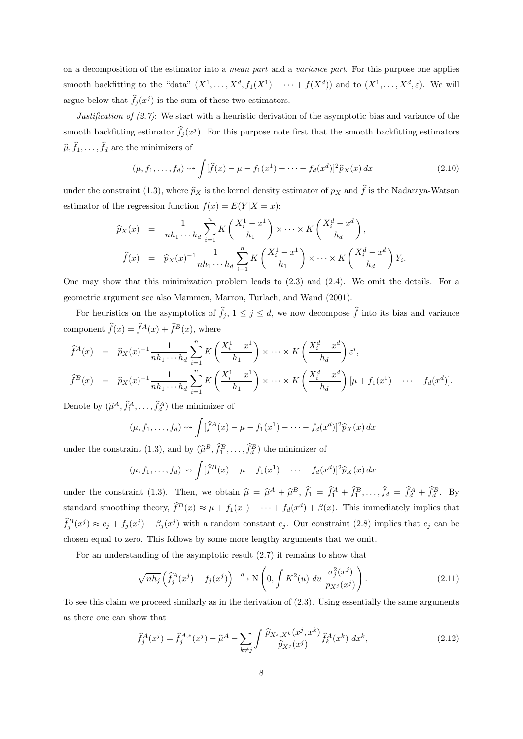on a decomposition of the estimator into a *mean part* and a *variance part*. For this purpose one applies smooth backfitting to the "data" $(X^1, \ldots, X^d, f_1(X^1) + \cdots + f(X^d))$ and to $(X^1, \ldots, X^d, \varepsilon)$. We will argue below that $\widehat{f}_j(x^j)$ is the sum of these two estimators.

*Justification of (2.7)*: We start with a heuristic derivation of the asymptotic bias and variance of the smooth backfitting estimator $\widehat{f}_j(x^j)$. For this purpose note first that the smooth backfitting estimators $\widehat{\mu}, \widehat{f}_1, \ldots, \widehat{f}_d$ are the minimizers of

$$(\mu, f_1, \ldots, f_d) \rightsquigarrow \int [\widehat{f}(x) - \mu - f_1(x^1) - \cdots - f_d(x^d)]^2 \widehat{p}_X(x)\, dx \tag{2.10}$$

under the constraint (1.3), where $\widehat{p}_X$ is the kernel density estimator of $p_X$ and $\widehat{f}$ is the Nadaraya-Watson estimator of the regression function $f(x) = E(Y|X = x)$:

$$\begin{aligned}
\widehat{p}_X(x) &= \frac{1}{nh_1 \cdots h_d} \sum_{i=1}^n K\left(\frac{X_i^1 - x^1}{h_1}\right) \times \cdots \times K\left(\frac{X_i^d - x^d}{h_d}\right), \\
\widehat{f}(x) &= \widehat{p}_X(x)^{-1} \frac{1}{nh_1 \cdots h_d} \sum_{i=1}^n K\left(\frac{X_i^1 - x^1}{h_1}\right) \times \cdots \times K\left(\frac{X_i^d - x^d}{h_d}\right) Y_i.
\end{aligned}$$

One may show that this minimization problem leads to (2.3) and (2.4). We omit the details. For a geometric argument see also Mammen, Marron, Turlach, and Wand (2001).

For heuristics on the asymptotics of $\widehat{f}_j$, $1 \le j \le d$, we now decompose $\widehat{f}$ into its bias and variance component $\widehat{f}(x) = \widehat{f}^A(x) + \widehat{f}^B(x)$, where

$$\begin{aligned}
\widehat{f}^A(x) &= \widehat{p}_X(x)^{-1} \frac{1}{nh_1 \cdots h_d} \sum_{i=1}^n K\left(\frac{X_i^1 - x^1}{h_1}\right) \times \cdots \times K\left(\frac{X_i^d - x^d}{h_d}\right) \varepsilon^i, \\
\widehat{f}^B(x) &= \widehat{p}_X(x)^{-1} \frac{1}{nh_1 \cdots h_d} \sum_{i=1}^n K\left(\frac{X_i^1 - x^1}{h_1}\right) \times \cdots \times K\left(\frac{X_i^d - x^d}{h_d}\right) [\mu + f_1(x^1) + \cdots + f_d(x^d)].
\end{aligned}$$

Denote by $(\widehat{\mu}^A, \widehat{f}_1^A, \ldots, \widehat{f}_d^A)$ the minimizer of

$$(\mu, f_1, \ldots, f_d) \rightsquigarrow \int [\widehat{f}^A(x) - \mu - f_1(x^1) - \cdots - f_d(x^d)]^2 \widehat{p}_X(x)\, dx$$

under the constraint (1.3), and by $(\widehat{\mu}^B, \widehat{f}_1^B, \ldots, \widehat{f}_d^B)$ the minimizer of

$$(\mu, f_1, \ldots, f_d) \rightsquigarrow \int [\widehat{f}^B(x) - \mu - f_1(x^1) - \cdots - f_d(x^d)]^2 \widehat{p}_X(x)\, dx$$

under the constraint (1.3). Then, we obtain $\widehat{\mu} = \widehat{\mu}^A + \widehat{\mu}^B$, $\widehat{f}_1 = \widehat{f}_1^A + \widehat{f}_1^B, \ldots, \widehat{f}_d = \widehat{f}_d^A + \widehat{f}_d^B$. By standard smoothing theory, $\widehat{f}^B(x) \approx \mu + f_1(x^1) + \cdots + f_d(x^d) + \beta(x)$. This immediately implies that $\widehat{f}_j^B(x^j) \approx c_j + f_j(x^j) + \beta_j(x^j)$ with a random constant $c_j$. Our constraint (2.8) implies that $c_j$ can be chosen equal to zero. This follows by some more lengthy arguments that we omit.

For an understanding of the asymptotic result (2.7) it remains to show that

$$\sqrt{nh_j}\left(\widehat{f}_j^A(x^j) - f_j(x^j)\right) \xrightarrow{d} \mathrm{N}\left(0, \int K^2(u)\, du\ \frac{\sigma_j^2(x^j)}{p_{X^j}(x^j)}\right). \tag{2.11}$$

To see this claim we proceed similarly as in the derivation of (2.3). Using essentially the same arguments as there one can show that

$$\widehat{f}_j^A(x^j) = \widehat{f}_j^{A,*}(x^j) - \widehat{\mu}^A - \sum_{k \neq j} \int \frac{\widehat{p}_{X^j,X^k}(x^j, x^k)}{\widehat{p}_{X^j}(x^j)} \widehat{f}_k^A(x^k)\, dx^k, \tag{2.12}$$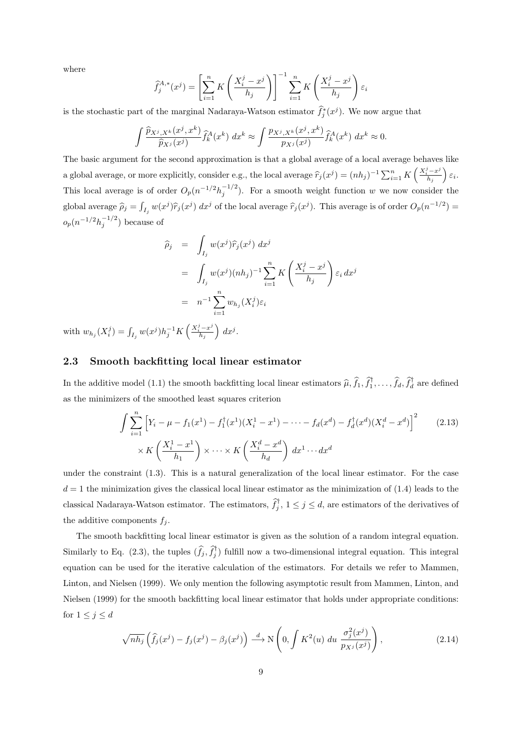where

$$\widehat{f}_j^{A,*}(x^j) = \left[\sum_{i=1}^n K\left(\frac{X_i^j - x^j}{h_j}\right)\right]^{-1} \sum_{i=1}^n K\left(\frac{X_i^j - x^j}{h_j}\right) \varepsilon_i$$

is the stochastic part of the marginal Nadaraya-Watson estimator $\widehat{f}_j^*(x^j)$. We now argue that

$$\int \frac{\widehat{p}_{X^j,X^k}(x^j,x^k)}{\widehat{p}_{X^j}(x^j)} \widehat{f}_k^A(x^k)\ dx^k \approx \int \frac{p_{X^j,X^k}(x^j,x^k)}{p_{X^j}(x^j)} \widehat{f}_k^A(x^k)\ dx^k \approx 0.$$

The basic argument for the second approximation is that a global average of a local average behaves like a global average, or more explicitly, consider e.g., the local average $\widehat{r}_j(x^j) = (nh_j)^{-1} \sum_{i=1}^n K\left(\frac{X_i^j - x^j}{h_j}\right) \varepsilon_i$. This local average is of order $O_p(n^{-1/2} h_j^{-1/2})$. For a smooth weight function $w$ we now consider the global average $\widehat{\rho}_j = \int_{I_j} w(x^j) \widehat{r}_j(x^j)\ dx^j$ of the local average $\widehat{r}_j(x^j)$. This average is of order $O_p(n^{-1/2}) = o_p(n^{-1/2} h_j^{-1/2})$ because of

$$\begin{aligned}
\widehat{\rho}_j &= \int_{I_j} w(x^j) \widehat{r}_j(x^j)\ dx^j \\
&= \int_{I_j} w(x^j)(nh_j)^{-1} \sum_{i=1}^n K\left(\frac{X_i^j - x^j}{h_j}\right) \varepsilon_i\ dx^j \\
&= n^{-1} \sum_{i=1}^n w_{h_j}(X_i^j) \varepsilon_i
\end{aligned}$$

with $w_{h_j}(X_i^j) = \int_{I_j} w(x^j) h_j^{-1} K\left(\frac{X_i^j - x^j}{h_j}\right)\ dx^j$.

## 2.3 Smooth backfitting local linear estimator

In the additive model (1.1) the smooth backfitting local linear estimators $\widehat{\mu}, \widehat{f}_1, \widehat{f}_1^\dagger, \ldots, \widehat{f}_d, \widehat{f}_d^\dagger$ are defined as the minimizers of the smoothed least squares criterion

$$\begin{aligned}
\int \sum_{i=1}^n \Big[Y_i - \mu - f_1(x^1) - f_1^\dagger(x^1)(X_i^1 - x^1) - \cdots - f_d(x^d) - f_d^\dagger(x^d)(X_i^d - x^d)\Big]^2 \qquad (2.13) \\
\times K\left(\frac{X_i^1 - x^1}{h_1}\right) \times \cdots \times K\left(\frac{X_i^d - x^d}{h_d}\right)\ dx^1 \cdots dx^d
\end{aligned}$$

under the constraint (1.3). This is a natural generalization of the local linear estimator. For the case $d = 1$ the minimization gives the classical local linear estimator as the minimization of (1.4) leads to the classical Nadaraya-Watson estimator. The estimators, $\widehat{f}_j^\dagger$, $1 \le j \le d$, are estimators of the derivatives of the additive components $f_j$.

The smooth backfitting local linear estimator is given as the solution of a random integral equation. Similarly to Eq. (2.3), the tuples $(\widehat{f}_j, \widehat{f}_j^\dagger)$ fulfill now a two-dimensional integral equation. This integral equation can be used for the iterative calculation of the estimators. For details we refer to Mammen, Linton, and Nielsen (1999). We only mention the following asymptotic result from Mammen, Linton, and Nielsen (1999) for the smooth backfitting local linear estimator that holds under appropriate conditions: for $1 \le j \le d$

$$\sqrt{nh_j}\left(\widehat{f}_j(x^j) - f_j(x^j) - \beta_j(x^j)\right) \xrightarrow{d} \mathrm{N}\left(0, \int K^2(u)\ du\ \frac{\sigma_j^2(x^j)}{p_{X^j}(x^j)}\right), \qquad (2.14)$$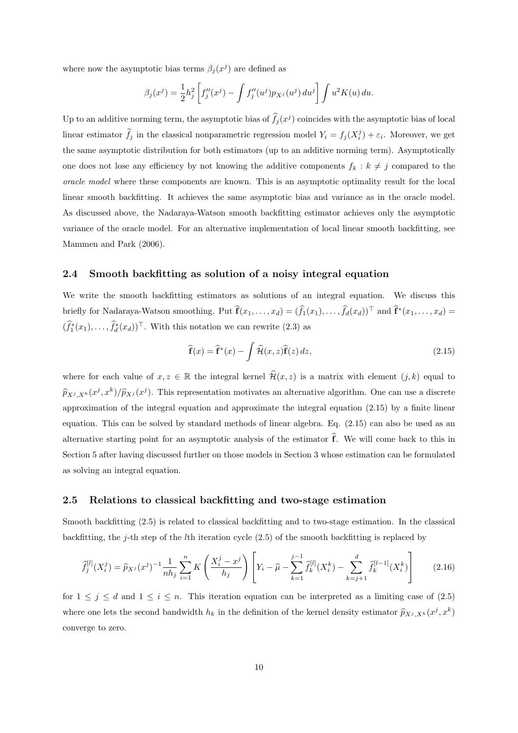where now the asymptotic bias terms $\beta_j(x^j)$ are defined as

$$\beta_j(x^j) = \frac{1}{2}h_j^2 \left[ f_j''(x^j) - \int f_j''(u^j) p_{X^j}(u^j)\, du^j \right] \int u^2 K(u)\, du.$$

Up to an additive norming term, the asymptotic bias of $\widehat{f}_j(x^j)$ coincides with the asymptotic bias of local linear estimator $\widetilde{f}_j$ in the classical nonparametric regression model $Y_i = f_j(X_i^j) + \varepsilon_i$. Moreover, we get the same asymptotic distribution for both estimators (up to an additive norming term). Asymptotically one does not lose any efficiency by not knowing the additive components $f_k : k \neq j$ compared to the *oracle model* where these components are known. This is an asymptotic optimality result for the local linear smooth backfitting. It achieves the same asymptotic bias and variance as in the oracle model. As discussed above, the Nadaraya-Watson smooth backfitting estimator achieves only the asymptotic variance of the oracle model. For an alternative implementation of local linear smooth backfitting, see Mammen and Park (2006).

## 2.4 Smooth backfitting as solution of a noisy integral equation

We write the smooth backfitting estimators as solutions of an integral equation. We discuss this briefly for Nadaraya-Watson smoothing. Put $\widehat{\mathbf{f}}(x_1, \ldots, x_d) = (\widehat{f}_1(x_1), \ldots, \widehat{f}_d(x_d))^\top$ and $\widehat{\mathbf{f}}^*(x_1, \ldots, x_d) = (\widehat{f}_1^*(x_1), \ldots, \widehat{f}_d^*(x_d))^\top$. With this notation we can rewrite (2.3) as

$$\widehat{\mathbf{f}}(x) = \widehat{\mathbf{f}}^*(x) - \int \widehat{\mathcal{H}}(x, z) \widehat{\mathbf{f}}(z)\, dz, \tag{2.15}$$

where for each value of $x, z \in \mathbb{R}$ the integral kernel $\widehat{\mathcal{H}}(x, z)$ is a matrix with element $(j, k)$ equal to $\widehat{p}_{X^j, X^k}(x^j, x^k)/\widehat{p}_{X^j}(x^j)$. This representation motivates an alternative algorithm. One can use a discrete approximation of the integral equation and approximate the integral equation (2.15) by a finite linear equation. This can be solved by standard methods of linear algebra. Eq. (2.15) can also be used as an alternative starting point for an asymptotic analysis of the estimator $\widehat{\mathbf{f}}$. We will come back to this in Section 5 after having discussed further on those models in Section 3 whose estimation can be formulated as solving an integral equation.

## 2.5 Relations to classical backfitting and two-stage estimation

Smooth backfitting (2.5) is related to classical backfitting and to two-stage estimation. In the classical backfitting, the $j$-th step of the $l$th iteration cycle (2.5) of the smooth backfitting is replaced by

$$\widehat{f}_j^{[l]}(X_i^j) = \widehat{p}_{X^j}(x^j)^{-1} \frac{1}{nh_j} \sum_{i=1}^{n} K\left( \frac{X_i^j - x^j}{h_j} \right) \left[ Y_i - \widehat{\mu} - \sum_{k=1}^{j-1} \widehat{f}_k^{[l]}(X_i^k) - \sum_{k=j+1}^{d} \widehat{f}_k^{[l-1]}(X_i^k) \right] \tag{2.16}$$

for $1 \leq j \leq d$ and $1 \leq i \leq n$. This iteration equation can be interpreted as a limiting case of (2.5) where one lets the second bandwidth $h_k$ in the definition of the kernel density estimator $\widehat{p}_{X^j, X^k}(x^j, x^k)$ converge to zero.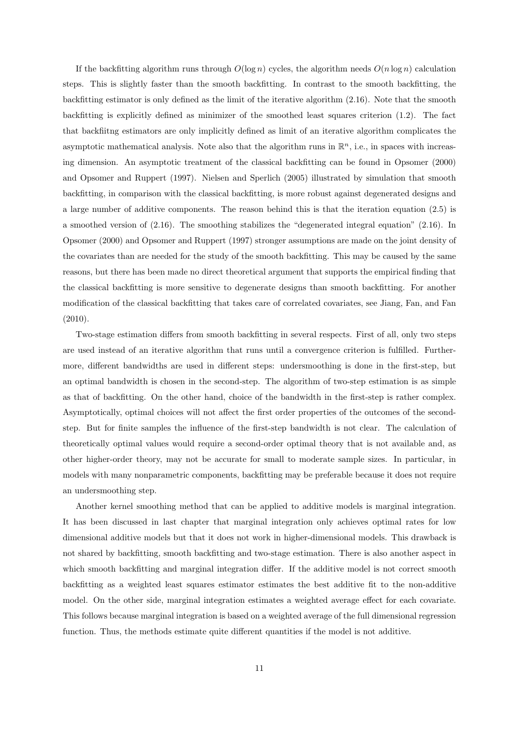If the backfitting algorithm runs through $O(\log n)$ cycles, the algorithm needs $O(n \log n)$ calculation steps. This is slightly faster than the smooth backfitting. In contrast to the smooth backfitting, the backfitting estimator is only defined as the limit of the iterative algorithm (2.16). Note that the smooth backfitting is explicitly defined as minimizer of the smoothed least squares criterion (1.2). The fact that backfiitng estimators are only implicitly defined as limit of an iterative algorithm complicates the asymptotic mathematical analysis. Note also that the algorithm runs in $\mathbb{R}^n$, i.e., in spaces with increasing dimension. An asymptotic treatment of the classical backfitting can be found in Opsomer (2000) and Opsomer and Ruppert (1997). Nielsen and Sperlich (2005) illustrated by simulation that smooth backfitting, in comparison with the classical backfitting, is more robust against degenerated designs and a large number of additive components. The reason behind this is that the iteration equation (2.5) is a smoothed version of (2.16). The smoothing stabilizes the "degenerated integral equation" (2.16). In Opsomer (2000) and Opsomer and Ruppert (1997) stronger assumptions are made on the joint density of the covariates than are needed for the study of the smooth backfitting. This may be caused by the same reasons, but there has been made no direct theoretical argument that supports the empirical finding that the classical backfitting is more sensitive to degenerate designs than smooth backfitting. For another modification of the classical backfitting that takes care of correlated covariates, see Jiang, Fan, and Fan (2010).

Two-stage estimation differs from smooth backfitting in several respects. First of all, only two steps are used instead of an iterative algorithm that runs until a convergence criterion is fulfilled. Furthermore, different bandwidths are used in different steps: undersmoothing is done in the first-step, but an optimal bandwidth is chosen in the second-step. The algorithm of two-step estimation is as simple as that of backfitting. On the other hand, choice of the bandwidth in the first-step is rather complex. Asymptotically, optimal choices will not affect the first order properties of the outcomes of the second-step. But for finite samples the influence of the first-step bandwidth is not clear. The calculation of theoretically optimal values would require a second-order optimal theory that is not available and, as other higher-order theory, may not be accurate for small to moderate sample sizes. In particular, in models with many nonparametric components, backfitting may be preferable because it does not require an undersmoothing step.

Another kernel smoothing method that can be applied to additive models is marginal integration. It has been discussed in last chapter that marginal integration only achieves optimal rates for low dimensional additive models but that it does not work in higher-dimensional models. This drawback is not shared by backfitting, smooth backfitting and two-stage estimation. There is also another aspect in which smooth backfitting and marginal integration differ. If the additive model is not correct smooth backfitting as a weighted least squares estimator estimates the best additive fit to the non-additive model. On the other side, marginal integration estimates a weighted average effect for each covariate. This follows because marginal integration is based on a weighted average of the full dimensional regression function. Thus, the methods estimate quite different quantities if the model is not additive.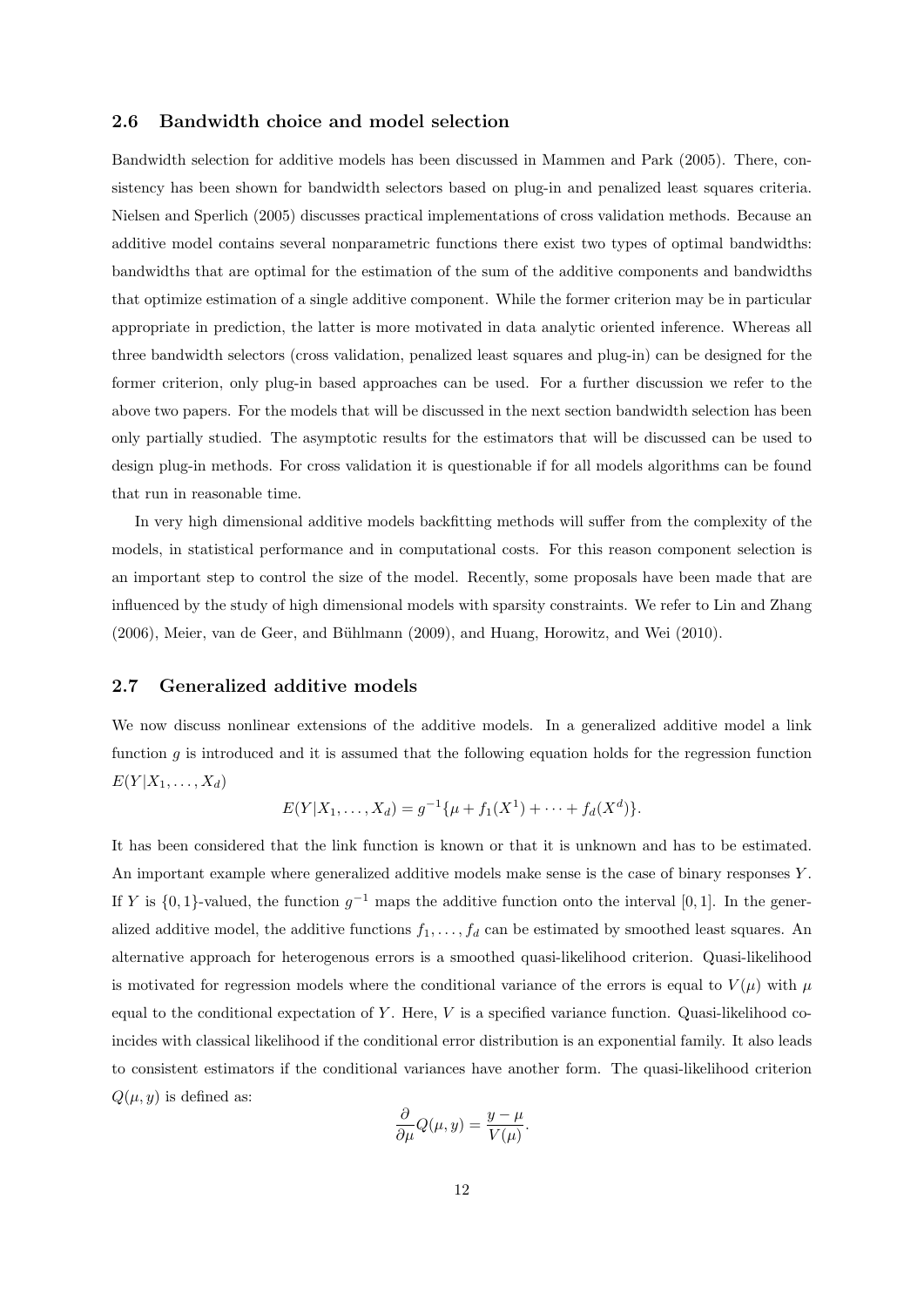### 2.6 Bandwidth choice and model selection

Bandwidth selection for additive models has been discussed in Mammen and Park (2005). There, consistency has been shown for bandwidth selectors based on plug-in and penalized least squares criteria. Nielsen and Sperlich (2005) discusses practical implementations of cross validation methods. Because an additive model contains several nonparametric functions there exist two types of optimal bandwidths: bandwidths that are optimal for the estimation of the sum of the additive components and bandwidths that optimize estimation of a single additive component. While the former criterion may be in particular appropriate in prediction, the latter is more motivated in data analytic oriented inference. Whereas all three bandwidth selectors (cross validation, penalized least squares and plug-in) can be designed for the former criterion, only plug-in based approaches can be used. For a further discussion we refer to the above two papers. For the models that will be discussed in the next section bandwidth selection has been only partially studied. The asymptotic results for the estimators that will be discussed can be used to design plug-in methods. For cross validation it is questionable if for all models algorithms can be found that run in reasonable time.

In very high dimensional additive models backfitting methods will suffer from the complexity of the models, in statistical performance and in computational costs. For this reason component selection is an important step to control the size of the model. Recently, some proposals have been made that are influenced by the study of high dimensional models with sparsity constraints. We refer to Lin and Zhang (2006), Meier, van de Geer, and Bühlmann (2009), and Huang, Horowitz, and Wei (2010).

### 2.7 Generalized additive models

We now discuss nonlinear extensions of the additive models. In a generalized additive model a link function $g$ is introduced and it is assumed that the following equation holds for the regression function $E(Y|X_1, \ldots, X_d)$

$$E(Y|X_1, \ldots, X_d) = g^{-1}\{\mu + f_1(X^1) + \cdots + f_d(X^d)\}.$$

It has been considered that the link function is known or that it is unknown and has to be estimated. An important example where generalized additive models make sense is the case of binary responses $Y$. If $Y$ is $\{0, 1\}$-valued, the function $g^{-1}$ maps the additive function onto the interval $[0, 1]$. In the generalized additive model, the additive functions $f_1, \ldots, f_d$ can be estimated by smoothed least squares. An alternative approach for heterogenous errors is a smoothed quasi-likelihood criterion. Quasi-likelihood is motivated for regression models where the conditional variance of the errors is equal to $V(\mu)$ with $\mu$ equal to the conditional expectation of $Y$. Here, $V$ is a specified variance function. Quasi-likelihood coincides with classical likelihood if the conditional error distribution is an exponential family. It also leads to consistent estimators if the conditional variances have another form. The quasi-likelihood criterion $Q(\mu, y)$ is defined as:

$$\frac{\partial}{\partial \mu} Q(\mu, y) = \frac{y - \mu}{V(\mu)}.$$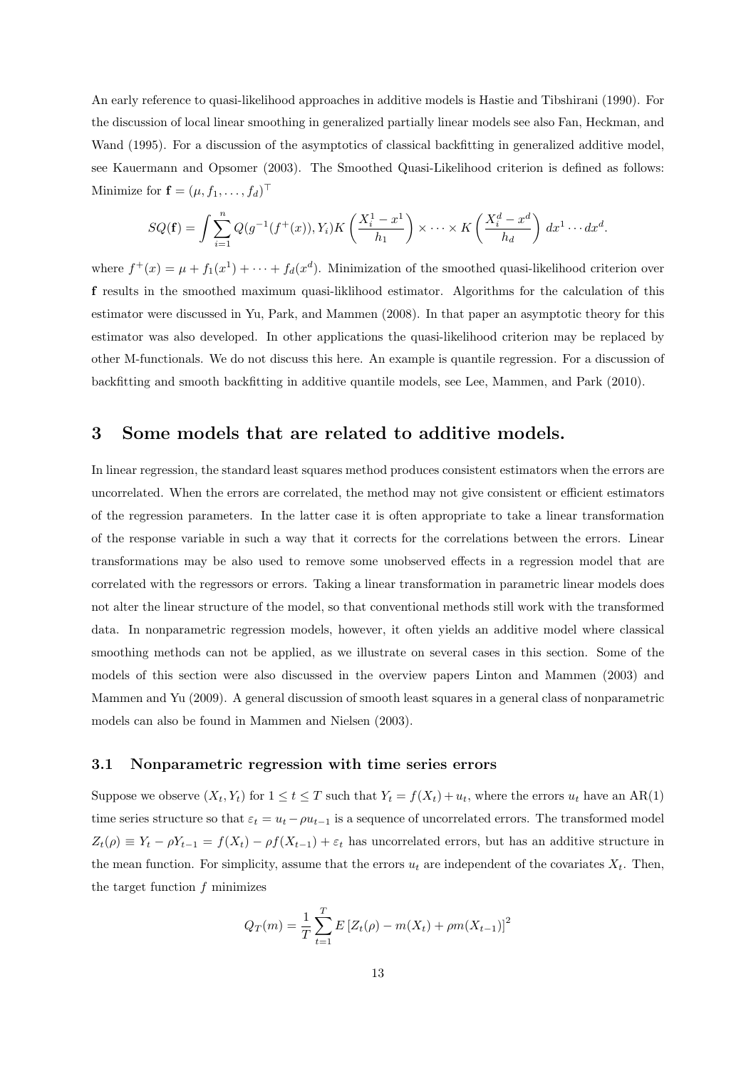An early reference to quasi-likelihood approaches in additive models is Hastie and Tibshirani (1990). For the discussion of local linear smoothing in generalized partially linear models see also Fan, Heckman, and Wand (1995). For a discussion of the asymptotics of classical backfitting in generalized additive model, see Kauermann and Opsomer (2003). The Smoothed Quasi-Likelihood criterion is defined as follows: Minimize for $\mathbf{f} = (\mu, f_1, \ldots, f_d)^\top$

$$SQ(\mathbf{f}) = \int \sum_{i=1}^{n} Q(g^{-1}(f^+(x)), Y_i) K\left(\frac{X_i^1 - x^1}{h_1}\right) \times \cdots \times K\left(\frac{X_i^d - x^d}{h_d}\right) dx^1 \cdots dx^d.$$

where $f^+(x) = \mu + f_1(x^1) + \cdots + f_d(x^d)$. Minimization of the smoothed quasi-likelihood criterion over $\mathbf{f}$ results in the smoothed maximum quasi-liklihood estimator. Algorithms for the calculation of this estimator were discussed in Yu, Park, and Mammen (2008). In that paper an asymptotic theory for this estimator was also developed. In other applications the quasi-likelihood criterion may be replaced by other M-functionals. We do not discuss this here. An example is quantile regression. For a discussion of backfitting and smooth backfitting in additive quantile models, see Lee, Mammen, and Park (2010).

## 3 Some models that are related to additive models.

In linear regression, the standard least squares method produces consistent estimators when the errors are uncorrelated. When the errors are correlated, the method may not give consistent or efficient estimators of the regression parameters. In the latter case it is often appropriate to take a linear transformation of the response variable in such a way that it corrects for the correlations between the errors. Linear transformations may be also used to remove some unobserved effects in a regression model that are correlated with the regressors or errors. Taking a linear transformation in parametric linear models does not alter the linear structure of the model, so that conventional methods still work with the transformed data. In nonparametric regression models, however, it often yields an additive model where classical smoothing methods can not be applied, as we illustrate on several cases in this section. Some of the models of this section were also discussed in the overview papers Linton and Mammen (2003) and Mammen and Yu (2009). A general discussion of smooth least squares in a general class of nonparametric models can also be found in Mammen and Nielsen (2003).

### 3.1 Nonparametric regression with time series errors

Suppose we observe $(X_t, Y_t)$ for $1 \leq t \leq T$ such that $Y_t = f(X_t) + u_t$, where the errors $u_t$ have an AR(1) time series structure so that $\varepsilon_t = u_t - \rho u_{t-1}$ is a sequence of uncorrelated errors. The transformed model $Z_t(\rho) \equiv Y_t - \rho Y_{t-1} = f(X_t) - \rho f(X_{t-1}) + \varepsilon_t$ has uncorrelated errors, but has an additive structure in the mean function. For simplicity, assume that the errors $u_t$ are independent of the covariates $X_t$. Then, the target function $f$ minimizes

$$Q_T(m) = \frac{1}{T} \sum_{t=1}^{T} E\left[Z_t(\rho) - m(X_t) + \rho m(X_{t-1})\right]^2$$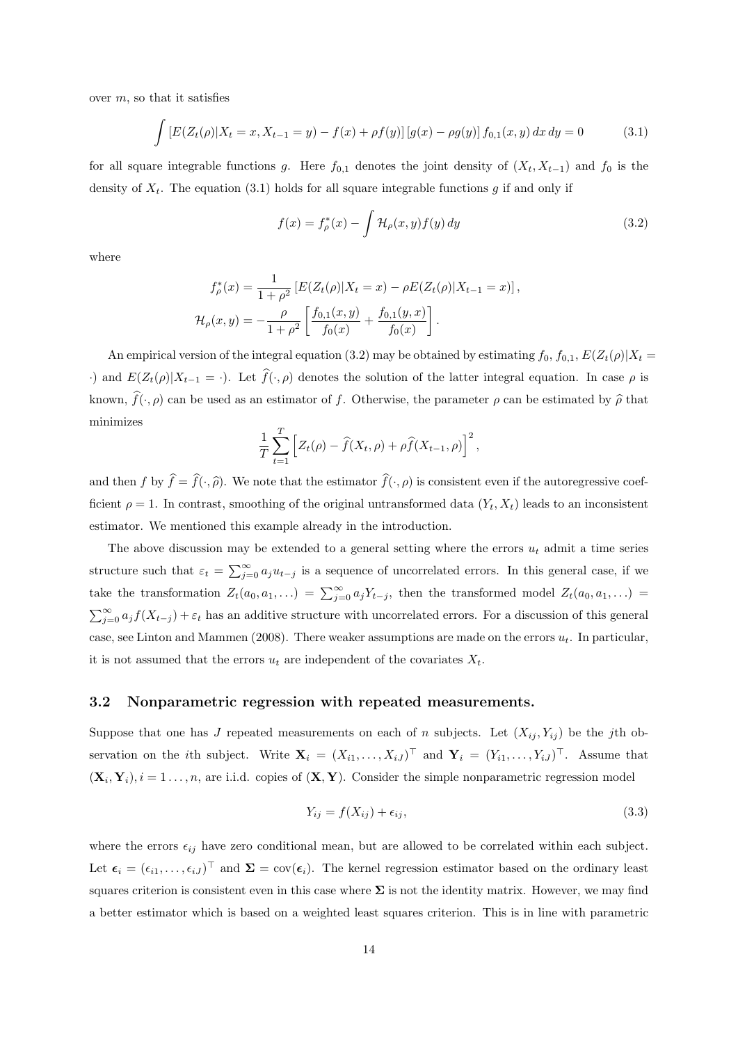over $m$, so that it satisfies

$$\int [E(Z_t(\rho)|X_t = x, X_{t-1} = y) - f(x) + \rho f(y)] [g(x) - \rho g(y)] f_{0,1}(x, y) \, dx \, dy = 0 \tag{3.1}$$

for all square integrable functions $g$. Here $f_{0,1}$ denotes the joint density of $(X_t, X_{t-1})$ and $f_0$ is the density of $X_t$. The equation (3.1) holds for all square integrable functions $g$ if and only if

$$f(x) = f^*_\rho(x) - \int \mathcal{H}_\rho(x, y) f(y) \, dy \tag{3.2}$$

where

$$f^*_\rho(x) = \frac{1}{1+\rho^2} \left[ E(Z_t(\rho)|X_t = x) - \rho E(Z_t(\rho)|X_{t-1} = x) \right],$$
$$\mathcal{H}_\rho(x, y) = -\frac{\rho}{1+\rho^2} \left[ \frac{f_{0,1}(x, y)}{f_0(x)} + \frac{f_{0,1}(y, x)}{f_0(x)} \right].$$

An empirical version of the integral equation (3.2) may be obtained by estimating $f_0$, $f_{0,1}$, $E(Z_t(\rho)|X_t = \cdot)$ and $E(Z_t(\rho)|X_{t-1} = \cdot)$. Let $\widehat{f}(\cdot, \rho)$ denotes the solution of the latter integral equation. In case $\rho$ is known, $\widehat{f}(\cdot, \rho)$ can be used as an estimator of $f$. Otherwise, the parameter $\rho$ can be estimated by $\widehat{\rho}$ that minimizes

$$\frac{1}{T} \sum_{t=1}^{T} \left[ Z_t(\rho) - \widehat{f}(X_t, \rho) + \rho \widehat{f}(X_{t-1}, \rho) \right]^2,$$

and then $f$ by $\widehat{f} = \widehat{f}(\cdot, \widehat{\rho})$. We note that the estimator $\widehat{f}(\cdot, \rho)$ is consistent even if the autoregressive coefficient $\rho = 1$. In contrast, smoothing of the original untransformed data $(Y_t, X_t)$ leads to an inconsistent estimator. We mentioned this example already in the introduction.

The above discussion may be extended to a general setting where the errors $u_t$ admit a time series structure such that $\varepsilon_t = \sum_{j=0}^{\infty} a_j u_{t-j}$ is a sequence of uncorrelated errors. In this general case, if we take the transformation $Z_t(a_0, a_1, \ldots) = \sum_{j=0}^{\infty} a_j Y_{t-j}$, then the transformed model $Z_t(a_0, a_1, \ldots) = \sum_{j=0}^{\infty} a_j f(X_{t-j}) + \varepsilon_t$ has an additive structure with uncorrelated errors. For a discussion of this general case, see Linton and Mammen (2008). There weaker assumptions are made on the errors $u_t$. In particular, it is not assumed that the errors $u_t$ are independent of the covariates $X_t$.

### 3.2 Nonparametric regression with repeated measurements.

Suppose that one has $J$ repeated measurements on each of $n$ subjects. Let $(X_{ij}, Y_{ij})$ be the $j$th observation on the $i$th subject. Write $\mathbf{X}_i = (X_{i1}, \ldots, X_{iJ})^\top$ and $\mathbf{Y}_i = (Y_{i1}, \ldots, Y_{iJ})^\top$. Assume that $(\mathbf{X}_i, \mathbf{Y}_i), i = 1 \ldots, n$, are i.i.d. copies of $(\mathbf{X}, \mathbf{Y})$. Consider the simple nonparametric regression model

$$Y_{ij} = f(X_{ij}) + \epsilon_{ij}, \tag{3.3}$$

where the errors $\epsilon_{ij}$ have zero conditional mean, but are allowed to be correlated within each subject. Let $\boldsymbol{\epsilon}_i = (\epsilon_{i1}, \ldots, \epsilon_{iJ})^\top$ and $\boldsymbol{\Sigma} = \text{cov}(\boldsymbol{\epsilon}_i)$. The kernel regression estimator based on the ordinary least squares criterion is consistent even in this case where $\boldsymbol{\Sigma}$ is not the identity matrix. However, we may find a better estimator which is based on a weighted least squares criterion. This is in line with parametric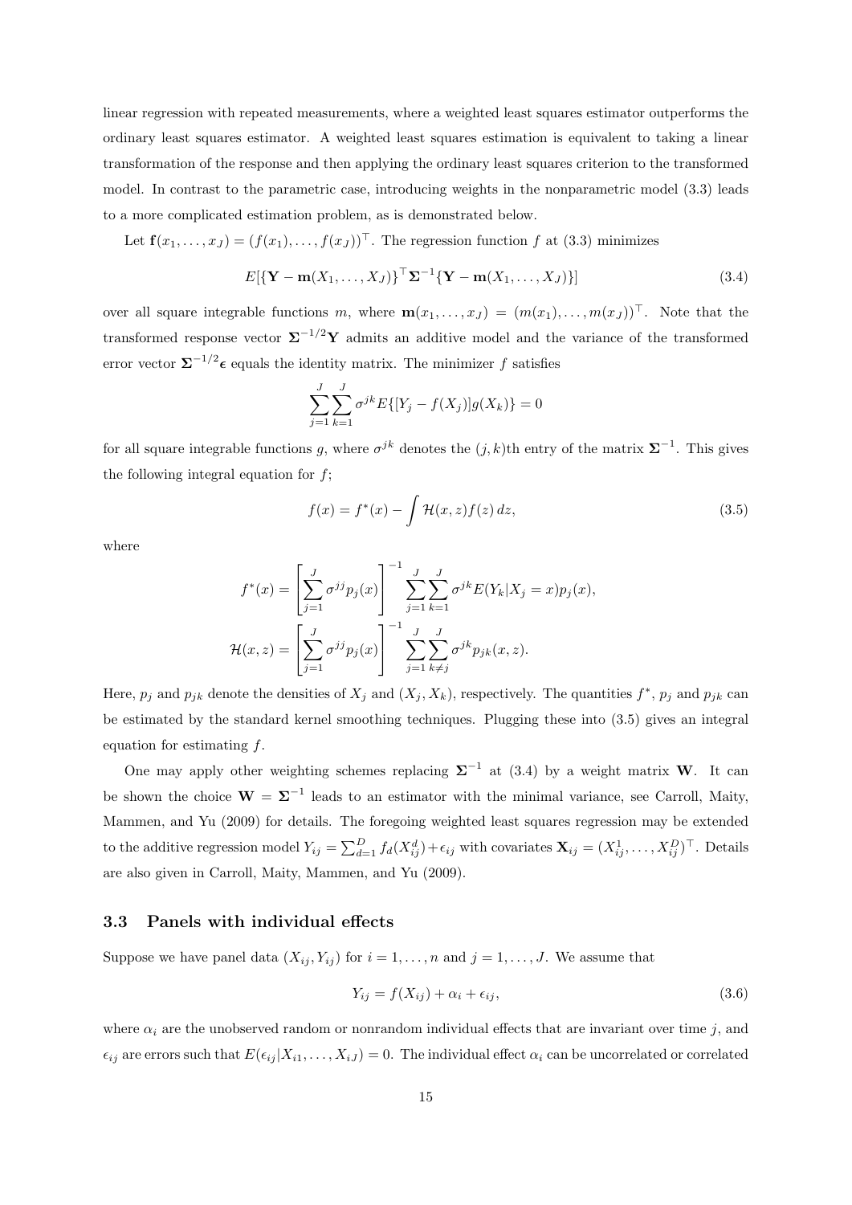linear regression with repeated measurements, where a weighted least squares estimator outperforms the ordinary least squares estimator. A weighted least squares estimation is equivalent to taking a linear transformation of the response and then applying the ordinary least squares criterion to the transformed model. In contrast to the parametric case, introducing weights in the nonparametric model (3.3) leads to a more complicated estimation problem, as is demonstrated below.

Let $\mathbf{f}(x_1, \ldots, x_J) = (f(x_1), \ldots, f(x_J))^\top$. The regression function $f$ at (3.3) minimizes

$$E[\{\mathbf{Y} - \mathbf{m}(X_1, \ldots, X_J)\}^\top \mathbf{\Sigma}^{-1} \{\mathbf{Y} - \mathbf{m}(X_1, \ldots, X_J)\}] \tag{3.4}$$

over all square integrable functions $m$, where $\mathbf{m}(x_1, \ldots, x_J) = (m(x_1), \ldots, m(x_J))^\top$. Note that the transformed response vector $\mathbf{\Sigma}^{-1/2}\mathbf{Y}$ admits an additive model and the variance of the transformed error vector $\mathbf{\Sigma}^{-1/2}\boldsymbol{\epsilon}$ equals the identity matrix. The minimizer $f$ satisfies

$$\sum_{j=1}^{J} \sum_{k=1}^{J} \sigma^{jk} E\{[Y_j - f(X_j)] g(X_k)\} = 0$$

for all square integrable functions $g$, where $\sigma^{jk}$ denotes the $(j,k)$th entry of the matrix $\mathbf{\Sigma}^{-1}$. This gives the following integral equation for $f$;

$$f(x) = f^*(x) - \int \mathcal{H}(x,z) f(z)\, dz, \tag{3.5}$$

where

$$f^*(x) = \left[\sum_{j=1}^{J} \sigma^{jj} p_j(x)\right]^{-1} \sum_{j=1}^{J} \sum_{k=1}^{J} \sigma^{jk} E(Y_k | X_j = x) p_j(x),$$

$$\mathcal{H}(x,z) = \left[\sum_{j=1}^{J} \sigma^{jj} p_j(x)\right]^{-1} \sum_{j=1}^{J} \sum_{k \neq j}^{J} \sigma^{jk} p_{jk}(x,z).$$

Here, $p_j$ and $p_{jk}$ denote the densities of $X_j$ and $(X_j, X_k)$, respectively. The quantities $f^*$, $p_j$ and $p_{jk}$ can be estimated by the standard kernel smoothing techniques. Plugging these into (3.5) gives an integral equation for estimating $f$.

One may apply other weighting schemes replacing $\mathbf{\Sigma}^{-1}$ at (3.4) by a weight matrix $\mathbf{W}$. It can be shown the choice $\mathbf{W} = \mathbf{\Sigma}^{-1}$ leads to an estimator with the minimal variance, see Carroll, Maity, Mammen, and Yu (2009) for details. The foregoing weighted least squares regression may be extended to the additive regression model $Y_{ij} = \sum_{d=1}^{D} f_d(X_{ij}^d) + \epsilon_{ij}$ with covariates $\mathbf{X}_{ij} = (X_{ij}^1, \ldots, X_{ij}^D)^\top$. Details are also given in Carroll, Maity, Mammen, and Yu (2009).

### 3.3 Panels with individual effects

Suppose we have panel data $(X_{ij}, Y_{ij})$ for $i = 1, \ldots, n$ and $j = 1, \ldots, J$. We assume that

$$Y_{ij} = f(X_{ij}) + \alpha_i + \epsilon_{ij}, \tag{3.6}$$

where $\alpha_i$ are the unobserved random or nonrandom individual effects that are invariant over time $j$, and $\epsilon_{ij}$ are errors such that $E(\epsilon_{ij} | X_{i1}, \ldots, X_{iJ}) = 0$. The individual effect $\alpha_i$ can be uncorrelated or correlated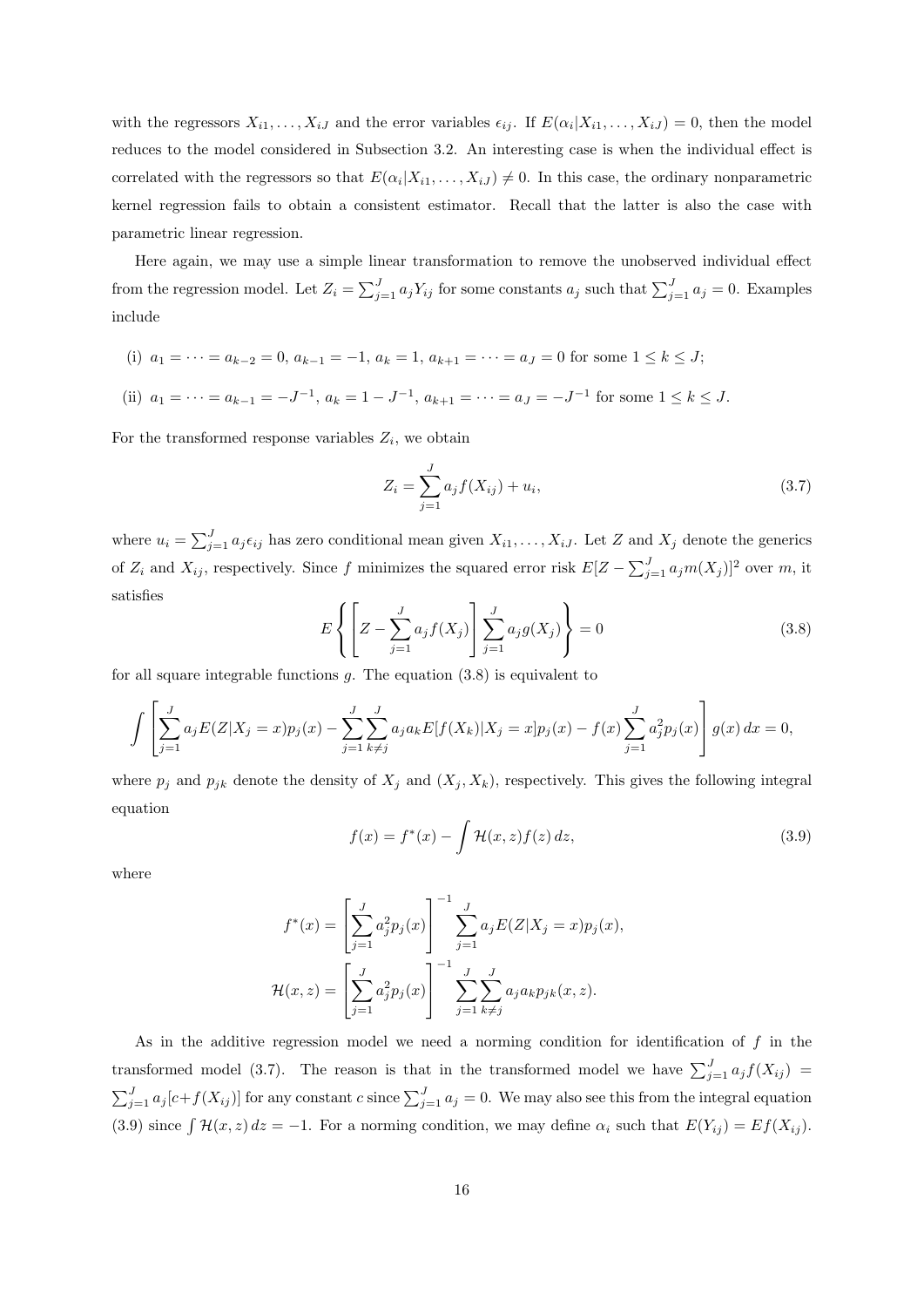with the regressors $X_{i1}, \ldots, X_{iJ}$ and the error variables $\epsilon_{ij}$. If $E(\alpha_i|X_{i1}, \ldots, X_{iJ}) = 0$, then the model reduces to the model considered in Subsection 3.2. An interesting case is when the individual effect is correlated with the regressors so that $E(\alpha_i|X_{i1}, \ldots, X_{iJ}) \neq 0$. In this case, the ordinary nonparametric kernel regression fails to obtain a consistent estimator. Recall that the latter is also the case with parametric linear regression.

Here again, we may use a simple linear transformation to remove the unobserved individual effect from the regression model. Let $Z_i = \sum_{j=1}^J a_j Y_{ij}$ for some constants $a_j$ such that $\sum_{j=1}^J a_j = 0$. Examples include

(i) $a_1 = \cdots = a_{k-2} = 0$, $a_{k-1} = -1$, $a_k = 1$, $a_{k+1} = \cdots = a_J = 0$ for some $1 \leq k \leq J$;

(ii) $a_1 = \cdots = a_{k-1} = -J^{-1}$, $a_k = 1 - J^{-1}$, $a_{k+1} = \cdots = a_J = -J^{-1}$ for some $1 \leq k \leq J$.

For the transformed response variables $Z_i$, we obtain

$$Z_i = \sum_{j=1}^J a_j f(X_{ij}) + u_i, \tag{3.7}$$

where $u_i = \sum_{j=1}^J a_j \epsilon_{ij}$ has zero conditional mean given $X_{i1}, \ldots, X_{iJ}$. Let $Z$ and $X_j$ denote the generics of $Z_i$ and $X_{ij}$, respectively. Since $f$ minimizes the squared error risk $E[Z - \sum_{j=1}^J a_j m(X_j)]^2$ over $m$, it satisfies

$$E\left\{\left[Z - \sum_{j=1}^J a_j f(X_j)\right] \sum_{j=1}^J a_j g(X_j)\right\} = 0 \tag{3.8}$$

for all square integrable functions $g$. The equation (3.8) is equivalent to

$$\int \left[\sum_{j=1}^J a_j E(Z|X_j = x) p_j(x) - \sum_{j=1}^J \sum_{k \neq j}^J a_j a_k E[f(X_k)|X_j = x] p_j(x) - f(x) \sum_{j=1}^J a_j^2 p_j(x)\right] g(x)\, dx = 0,$$

where $p_j$ and $p_{jk}$ denote the density of $X_j$ and $(X_j, X_k)$, respectively. This gives the following integral equation

$$f(x) = f^*(x) - \int \mathcal{H}(x, z) f(z)\, dz, \tag{3.9}$$

where

$$f^*(x) = \left[\sum_{j=1}^J a_j^2 p_j(x)\right]^{-1} \sum_{j=1}^J a_j E(Z|X_j = x) p_j(x),$$

$$\mathcal{H}(x, z) = \left[\sum_{j=1}^J a_j^2 p_j(x)\right]^{-1} \sum_{j=1}^J \sum_{k \neq j}^J a_j a_k p_{jk}(x, z).$$

As in the additive regression model we need a norming condition for identification of $f$ in the transformed model (3.7). The reason is that in the transformed model we have $\sum_{j=1}^J a_j f(X_{ij}) = \sum_{j=1}^J a_j [c + f(X_{ij})]$ for any constant $c$ since $\sum_{j=1}^J a_j = 0$. We may also see this from the integral equation (3.9) since $\int \mathcal{H}(x, z)\, dz = -1$. For a norming condition, we may define $\alpha_i$ such that $E(Y_{ij}) = Ef(X_{ij})$.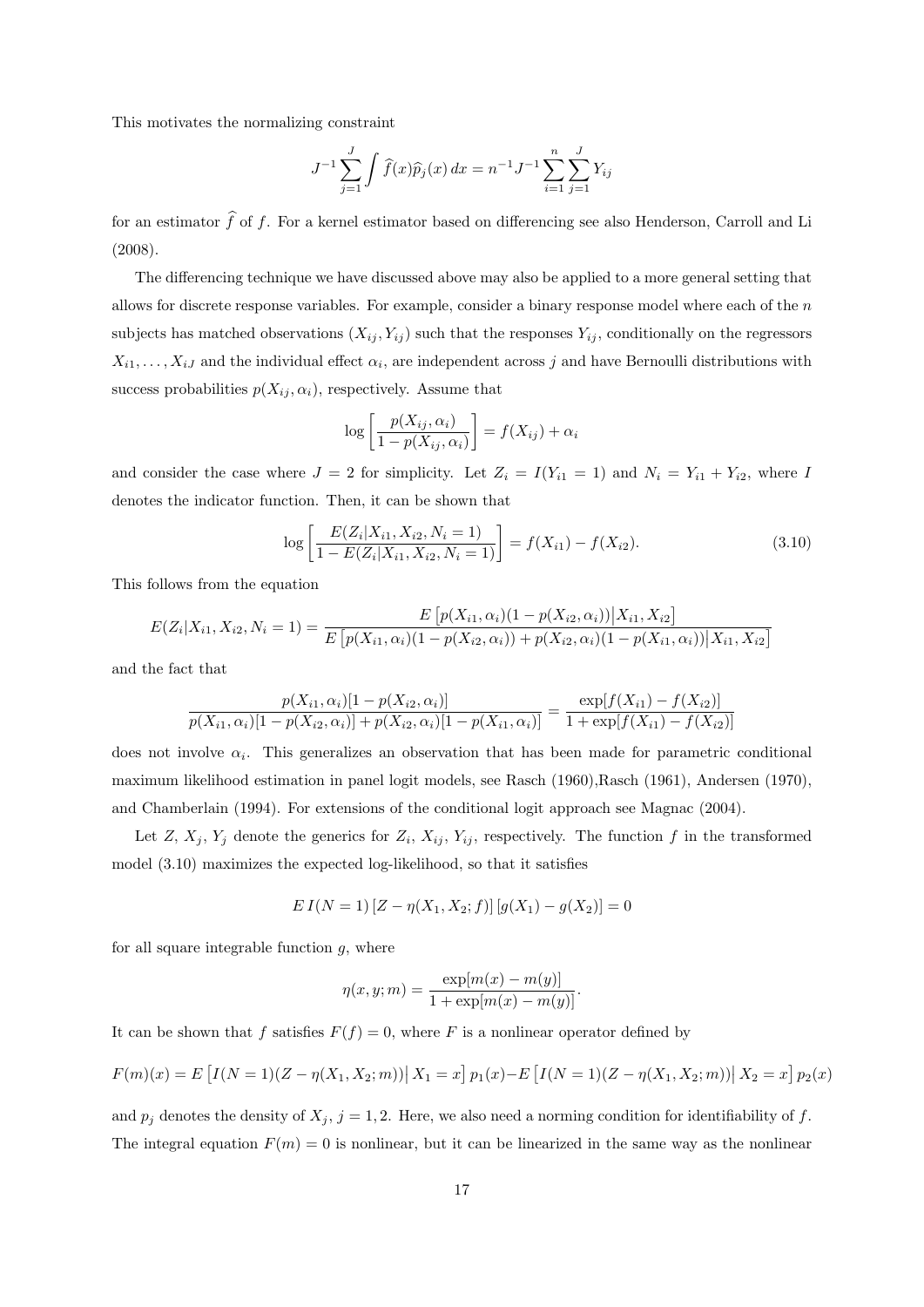This motivates the normalizing constraint

$$J^{-1} \sum_{j=1}^{J} \int \widehat{f}(x) \widehat{p}_j(x)\, dx = n^{-1} J^{-1} \sum_{i=1}^{n} \sum_{j=1}^{J} Y_{ij}$$

for an estimator $\widehat{f}$ of $f$. For a kernel estimator based on differencing see also Henderson, Carroll and Li (2008).

The differencing technique we have discussed above may also be applied to a more general setting that allows for discrete response variables. For example, consider a binary response model where each of the $n$ subjects has matched observations $(X_{ij}, Y_{ij})$ such that the responses $Y_{ij}$, conditionally on the regressors $X_{i1}, \ldots, X_{iJ}$ and the individual effect $\alpha_i$, are independent across $j$ and have Bernoulli distributions with success probabilities $p(X_{ij}, \alpha_i)$, respectively. Assume that

$$\log\left[\frac{p(X_{ij}, \alpha_i)}{1 - p(X_{ij}, \alpha_i)}\right] = f(X_{ij}) + \alpha_i$$

and consider the case where $J = 2$ for simplicity. Let $Z_i = I(Y_{i1} = 1)$ and $N_i = Y_{i1} + Y_{i2}$, where $I$ denotes the indicator function. Then, it can be shown that

$$\log\left[\frac{E(Z_i | X_{i1}, X_{i2}, N_i = 1)}{1 - E(Z_i | X_{i1}, X_{i2}, N_i = 1)}\right] = f(X_{i1}) - f(X_{i2}). \tag{3.10}$$

This follows from the equation

$$E(Z_i | X_{i1}, X_{i2}, N_i = 1) = \frac{E\left[p(X_{i1}, \alpha_i)(1 - p(X_{i2}, \alpha_i)) \middle| X_{i1}, X_{i2}\right]}{E\left[p(X_{i1}, \alpha_i)(1 - p(X_{i2}, \alpha_i)) + p(X_{i2}, \alpha_i)(1 - p(X_{i1}, \alpha_i)) \middle| X_{i1}, X_{i2}\right]}$$

and the fact that

$$\frac{p(X_{i1}, \alpha_i)[1 - p(X_{i2}, \alpha_i)]}{p(X_{i1}, \alpha_i)[1 - p(X_{i2}, \alpha_i)] + p(X_{i2}, \alpha_i)[1 - p(X_{i1}, \alpha_i)]} = \frac{\exp[f(X_{i1}) - f(X_{i2})]}{1 + \exp[f(X_{i1}) - f(X_{i2})]}$$

does not involve $\alpha_i$. This generalizes an observation that has been made for parametric conditional maximum likelihood estimation in panel logit models, see Rasch (1960),Rasch (1961), Andersen (1970), and Chamberlain (1994). For extensions of the conditional logit approach see Magnac (2004).

Let $Z$, $X_j$, $Y_j$ denote the generics for $Z_i$, $X_{ij}$, $Y_{ij}$, respectively. The function $f$ in the transformed model (3.10) maximizes the expected log-likelihood, so that it satisfies

$$E\, I(N = 1)\, [Z - \eta(X_1, X_2; f)]\, [g(X_1) - g(X_2)] = 0$$

for all square integrable function $g$, where

$$\eta(x, y; m) = \frac{\exp[m(x) - m(y)]}{1 + \exp[m(x) - m(y)]}.$$

It can be shown that $f$ satisfies $F(f) = 0$, where $F$ is a nonlinear operator defined by

$$F(m)(x) = E\left[I(N = 1)(Z - \eta(X_1, X_2; m)) \middle| X_1 = x\right] p_1(x) - E\left[I(N = 1)(Z - \eta(X_1, X_2; m)) \middle| X_2 = x\right] p_2(x)$$

and $p_j$ denotes the density of $X_j$, $j = 1, 2$. Here, we also need a norming condition for identifiability of $f$. The integral equation $F(m) = 0$ is nonlinear, but it can be linearized in the same way as the nonlinear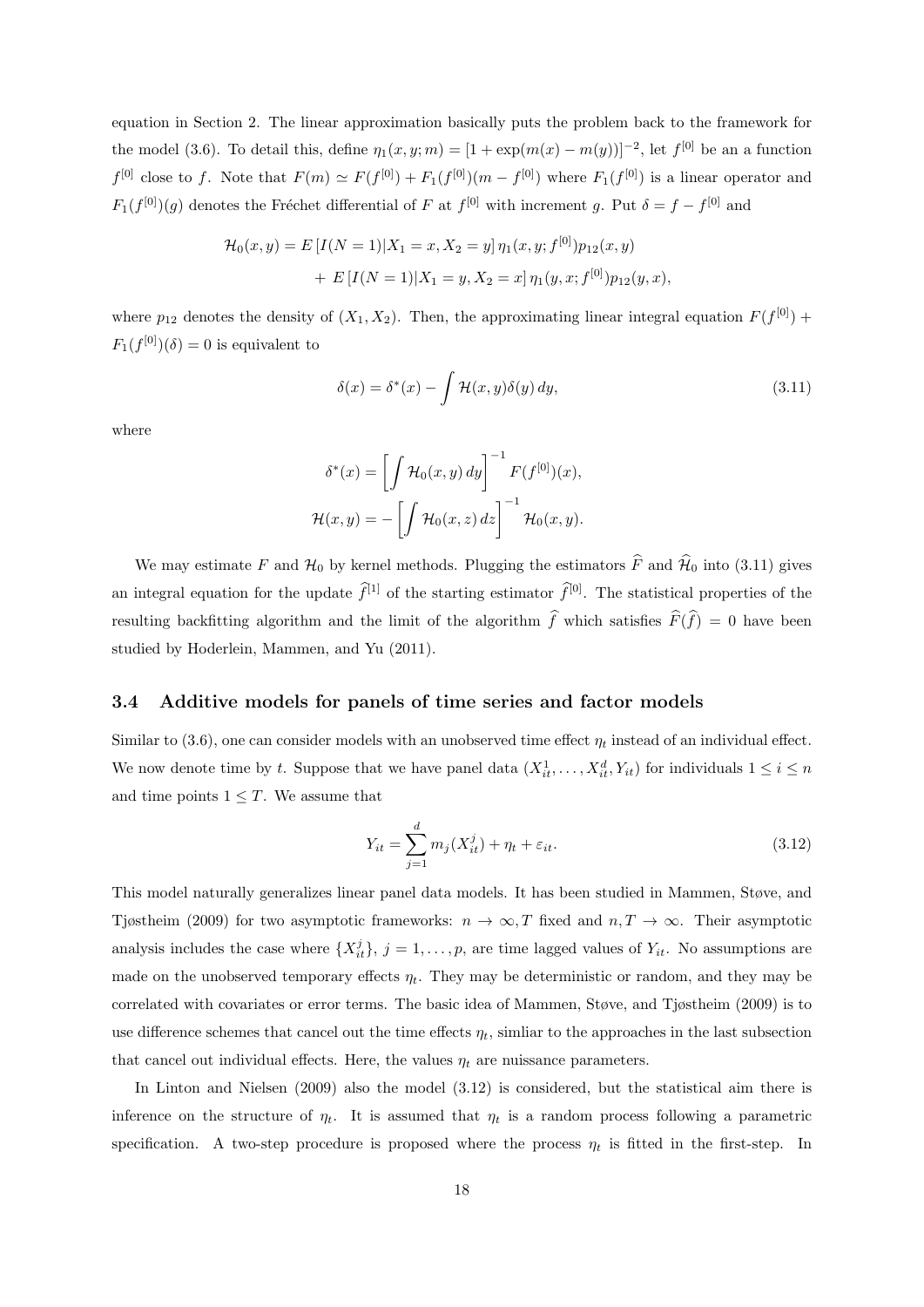equation in Section 2. The linear approximation basically puts the problem back to the framework for the model (3.6). To detail this, define $\eta_1(x, y; m) = [1 + \exp(m(x) - m(y))]^{-2}$, let $f^{[0]}$ be an a function $f^{[0]}$ close to $f$. Note that $F(m) \simeq F(f^{[0]}) + F_1(f^{[0]})(m - f^{[0]})$ where $F_1(f^{[0]})$ is a linear operator and $F_1(f^{[0]})(g)$ denotes the Fréchet differential of $F$ at $f^{[0]}$ with increment $g$. Put $\delta = f - f^{[0]}$ and

$$
\begin{aligned}
\mathcal{H}_0(x, y) &= E\left[I(N = 1)|X_1 = x, X_2 = y\right] \eta_1(x, y; f^{[0]}) p_{12}(x, y) \\
&\quad + E\left[I(N = 1)|X_1 = y, X_2 = x\right] \eta_1(y, x; f^{[0]}) p_{12}(y, x),
\end{aligned}
$$

where $p_{12}$ denotes the density of $(X_1, X_2)$. Then, the approximating linear integral equation $F(f^{[0]}) + F_1(f^{[0]})(\delta) = 0$ is equivalent to

$$
\delta(x) = \delta^*(x) - \int \mathcal{H}(x, y)\delta(y)\, dy, \tag{3.11}
$$

where

$$
\begin{aligned}
\delta^*(x) &= \left[\int \mathcal{H}_0(x, y)\, dy\right]^{-1} F(f^{[0]})(x), \\
\mathcal{H}(x, y) &= -\left[\int \mathcal{H}_0(x, z)\, dz\right]^{-1} \mathcal{H}_0(x, y).
\end{aligned}
$$

We may estimate $F$ and $\mathcal{H}_0$ by kernel methods. Plugging the estimators $\widehat{F}$ and $\widehat{\mathcal{H}}_0$ into (3.11) gives an integral equation for the update $\widehat{f}^{[1]}$ of the starting estimator $\widehat{f}^{[0]}$. The statistical properties of the resulting backfitting algorithm and the limit of the algorithm $\widehat{f}$ which satisfies $\widehat{F}(\widehat{f}) = 0$ have been studied by Hoderlein, Mammen, and Yu (2011).

### 3.4 Additive models for panels of time series and factor models

Similar to (3.6), one can consider models with an unobserved time effect $\eta_t$ instead of an individual effect. We now denote time by $t$. Suppose that we have panel data $(X_{it}^1, \ldots, X_{it}^d, Y_{it})$ for individuals $1 \le i \le n$ and time points $1 \le T$. We assume that

$$
Y_{it} = \sum_{j=1}^{d} m_j(X_{it}^j) + \eta_t + \varepsilon_{it}. \tag{3.12}
$$

This model naturally generalizes linear panel data models. It has been studied in Mammen, Støve, and Tjøstheim (2009) for two asymptotic frameworks: $n \to \infty, T$ fixed and $n, T \to \infty$. Their asymptotic analysis includes the case where $\{X_{it}^j\}$, $j = 1, \ldots, p$, are time lagged values of $Y_{it}$. No assumptions are made on the unobserved temporary effects $\eta_t$. They may be deterministic or random, and they may be correlated with covariates or error terms. The basic idea of Mammen, Støve, and Tjøstheim (2009) is to use difference schemes that cancel out the time effects $\eta_t$, simliar to the approaches in the last subsection that cancel out individual effects. Here, the values $\eta_t$ are nuissance parameters.

In Linton and Nielsen (2009) also the model (3.12) is considered, but the statistical aim there is inference on the structure of $\eta_t$. It is assumed that $\eta_t$ is a random process following a parametric specification. A two-step procedure is proposed where the process $\eta_t$ is fitted in the first-step. In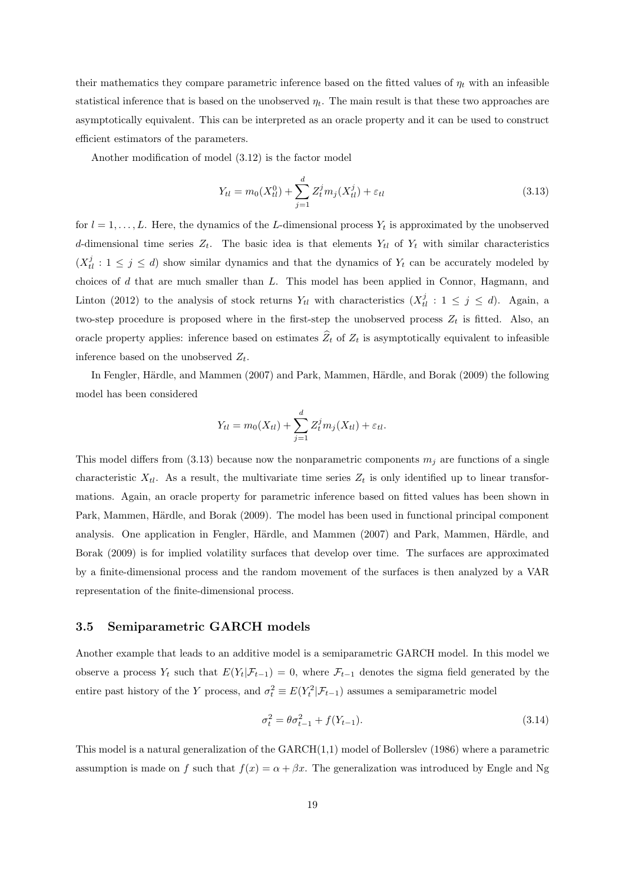their mathematics they compare parametric inference based on the fitted values of $\eta_t$ with an infeasible statistical inference that is based on the unobserved $\eta_t$. The main result is that these two approaches are asymptotically equivalent. This can be interpreted as an oracle property and it can be used to construct efficient estimators of the parameters.

Another modification of model (3.12) is the factor model

$$Y_{tl} = m_0(X_{tl}^0) + \sum_{j=1}^{d} Z_t^j m_j(X_{tl}^j) + \varepsilon_{tl} \tag{3.13}$$

for $l = 1, \ldots, L$. Here, the dynamics of the $L$-dimensional process $Y_t$ is approximated by the unobserved $d$-dimensional time series $Z_t$. The basic idea is that elements $Y_{tl}$ of $Y_t$ with similar characteristics $(X_{tl}^j : 1 \leq j \leq d)$ show similar dynamics and that the dynamics of $Y_t$ can be accurately modeled by choices of $d$ that are much smaller than $L$. This model has been applied in Connor, Hagmann, and Linton (2012) to the analysis of stock returns $Y_{tl}$ with characteristics $(X_{tl}^j : 1 \leq j \leq d)$. Again, a two-step procedure is proposed where in the first-step the unobserved process $Z_t$ is fitted. Also, an oracle property applies: inference based on estimates $\widehat{Z}_t$ of $Z_t$ is asymptotically equivalent to infeasible inference based on the unobserved $Z_t$.

In Fengler, Härdle, and Mammen (2007) and Park, Mammen, Härdle, and Borak (2009) the following model has been considered

$$Y_{tl} = m_0(X_{tl}) + \sum_{j=1}^{d} Z_t^j m_j(X_{tl}) + \varepsilon_{tl}.$$

This model differs from (3.13) because now the nonparametric components $m_j$ are functions of a single characteristic $X_{tl}$. As a result, the multivariate time series $Z_t$ is only identified up to linear transformations. Again, an oracle property for parametric inference based on fitted values has been shown in Park, Mammen, Härdle, and Borak (2009). The model has been used in functional principal component analysis. One application in Fengler, Härdle, and Mammen (2007) and Park, Mammen, Härdle, and Borak (2009) is for implied volatility surfaces that develop over time. The surfaces are approximated by a finite-dimensional process and the random movement of the surfaces is then analyzed by a VAR representation of the finite-dimensional process.

### 3.5 Semiparametric GARCH models

Another example that leads to an additive model is a semiparametric GARCH model. In this model we observe a process $Y_t$ such that $E(Y_t|\mathcal{F}_{t-1}) = 0$, where $\mathcal{F}_{t-1}$ denotes the sigma field generated by the entire past history of the $Y$ process, and $\sigma_t^2 \equiv E(Y_t^2|\mathcal{F}_{t-1})$ assumes a semiparametric model

$$\sigma_t^2 = \theta \sigma_{t-1}^2 + f(Y_{t-1}). \tag{3.14}$$

This model is a natural generalization of the GARCH(1,1) model of Bollerslev (1986) where a parametric assumption is made on $f$ such that $f(x) = \alpha + \beta x$. The generalization was introduced by Engle and Ng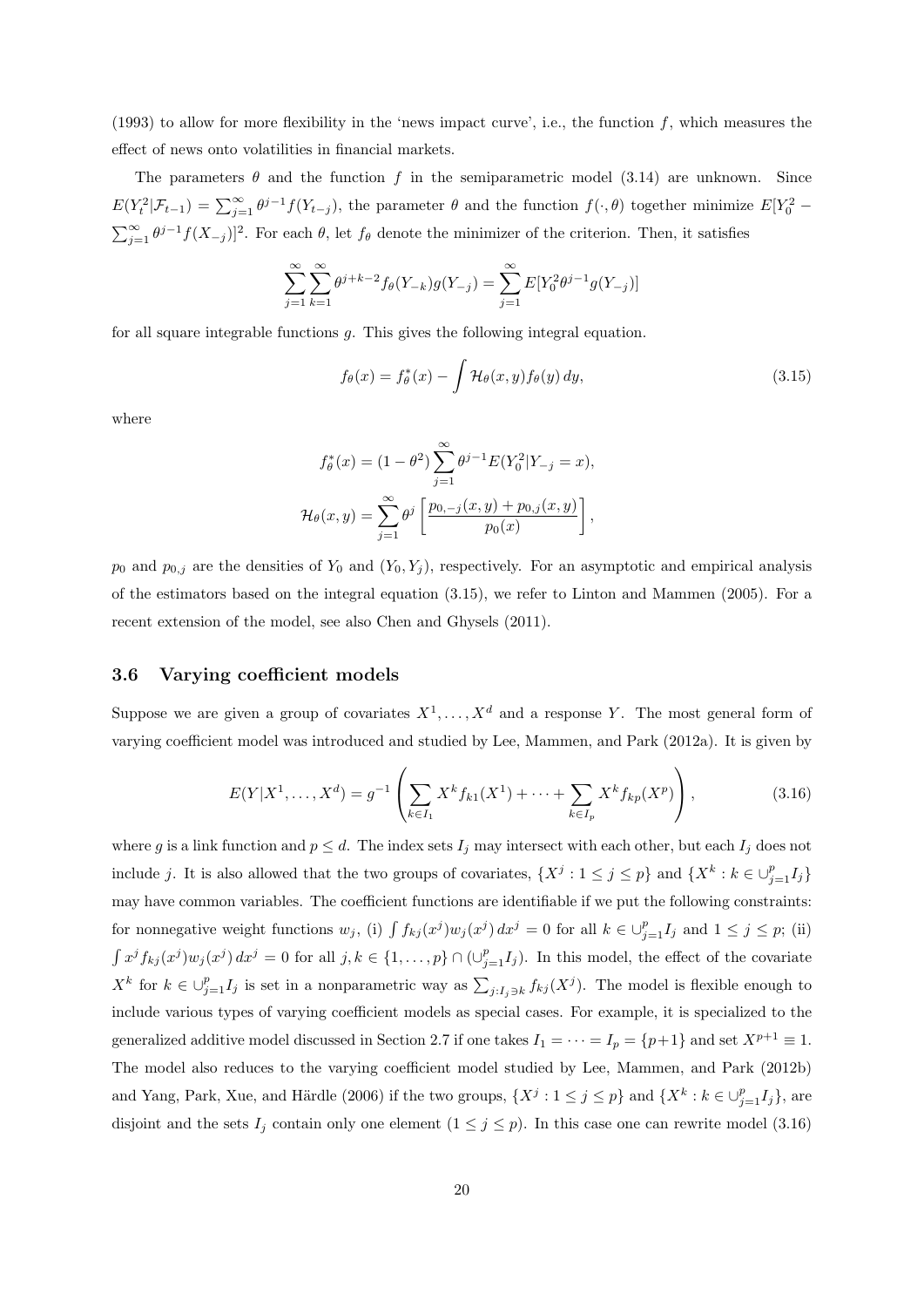(1993) to allow for more flexibility in the 'news impact curve', i.e., the function $f$, which measures the effect of news onto volatilities in financial markets.

The parameters $\theta$ and the function $f$ in the semiparametric model (3.14) are unknown. Since $E(Y_t^2|\mathcal{F}_{t-1}) = \sum_{j=1}^\infty \theta^{j-1} f(Y_{t-j})$, the parameter $\theta$ and the function $f(\cdot,\theta)$ together minimize $E[Y_0^2 - \sum_{j=1}^\infty \theta^{j-1} f(X_{-j})]^2$. For each $\theta$, let $f_\theta$ denote the minimizer of the criterion. Then, it satisfies

$$\sum_{j=1}^\infty \sum_{k=1}^\infty \theta^{j+k-2} f_\theta(Y_{-k}) g(Y_{-j}) = \sum_{j=1}^\infty E[Y_0^2 \theta^{j-1} g(Y_{-j})]$$

for all square integrable functions $g$. This gives the following integral equation.

$$f_\theta(x) = f_\theta^*(x) - \int \mathcal{H}_\theta(x,y) f_\theta(y)\, dy, \tag{3.15}$$

where

$$f_\theta^*(x) = (1-\theta^2) \sum_{j=1}^\infty \theta^{j-1} E(Y_0^2|Y_{-j} = x),$$

$$\mathcal{H}_\theta(x,y) = \sum_{j=1}^\infty \theta^j \left[ \frac{p_{0,-j}(x,y) + p_{0,j}(x,y)}{p_0(x)} \right],$$

$p_0$ and $p_{0,j}$ are the densities of $Y_0$ and $(Y_0, Y_j)$, respectively. For an asymptotic and empirical analysis of the estimators based on the integral equation (3.15), we refer to Linton and Mammen (2005). For a recent extension of the model, see also Chen and Ghysels (2011).

### 3.6 Varying coefficient models

Suppose we are given a group of covariates $X^1, \ldots, X^d$ and a response $Y$. The most general form of varying coefficient model was introduced and studied by Lee, Mammen, and Park (2012a). It is given by

$$E(Y|X^1, \ldots, X^d) = g^{-1}\left( \sum_{k \in I_1} X^k f_{k1}(X^1) + \cdots + \sum_{k \in I_p} X^k f_{kp}(X^p) \right), \tag{3.16}$$

where $g$ is a link function and $p \le d$. The index sets $I_j$ may intersect with each other, but each $I_j$ does not include $j$. It is also allowed that the two groups of covariates, $\{X^j : 1 \le j \le p\}$ and $\{X^k : k \in \cup_{j=1}^p I_j\}$ may have common variables. The coefficient functions are identifiable if we put the following constraints: for nonnegative weight functions $w_j$, (i) $\int f_{kj}(x^j) w_j(x^j)\, dx^j = 0$ for all $k \in \cup_{j=1}^p I_j$ and $1 \le j \le p$; (ii) $\int x^j f_{kj}(x^j) w_j(x^j)\, dx^j = 0$ for all $j, k \in \{1, \ldots, p\} \cap (\cup_{j=1}^p I_j)$. In this model, the effect of the covariate $X^k$ for $k \in \cup_{j=1}^p I_j$ is set in a nonparametric way as $\sum_{j: I_j \ni k} f_{kj}(X^j)$. The model is flexible enough to include various types of varying coefficient models as special cases. For example, it is specialized to the generalized additive model discussed in Section 2.7 if one takes $I_1 = \cdots = I_p = \{p+1\}$ and set $X^{p+1} \equiv 1$. The model also reduces to the varying coefficient model studied by Lee, Mammen, and Park (2012b) and Yang, Park, Xue, and Härdle (2006) if the two groups, $\{X^j : 1 \le j \le p\}$ and $\{X^k : k \in \cup_{j=1}^p I_j\}$, are disjoint and the sets $I_j$ contain only one element ($1 \le j \le p$). In this case one can rewrite model (3.16)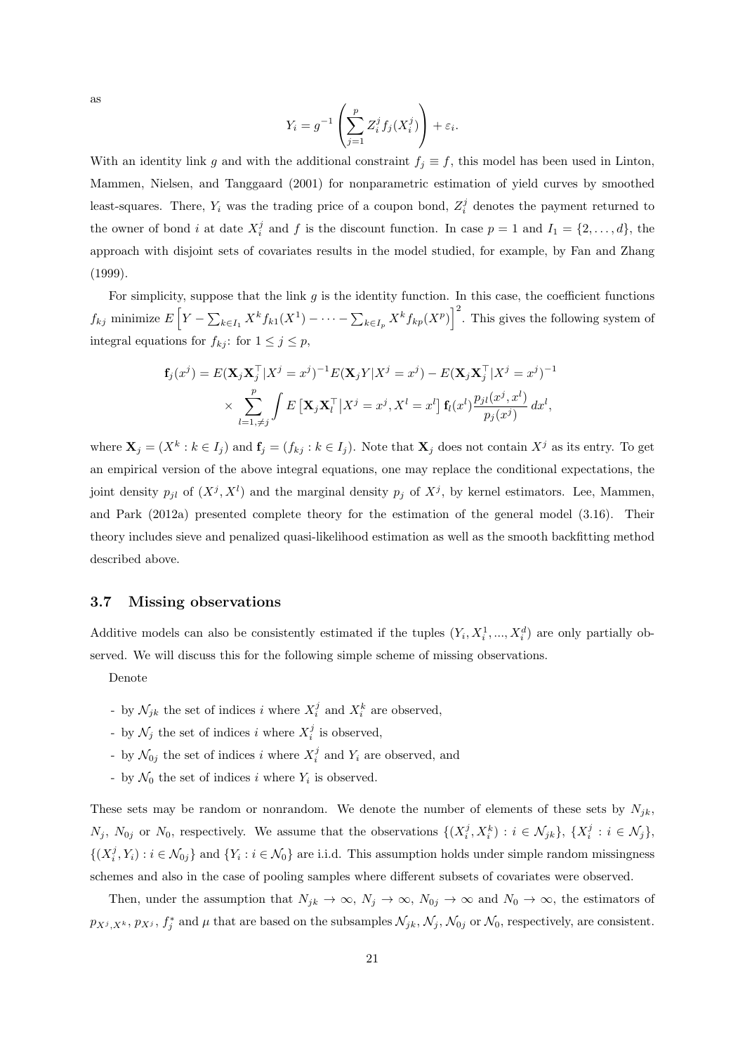as

$$Y_i = g^{-1}\left(\sum_{j=1}^{p} Z_i^j f_j(X_i^j)\right) + \varepsilon_i.$$

With an identity link $g$ and with the additional constraint $f_j \equiv f$, this model has been used in Linton, Mammen, Nielsen, and Tanggaard (2001) for nonparametric estimation of yield curves by smoothed least-squares. There, $Y_i$ was the trading price of a coupon bond, $Z_i^j$ denotes the payment returned to the owner of bond $i$ at date $X_i^j$ and $f$ is the discount function. In case $p = 1$ and $I_1 = \{2, \ldots, d\}$, the approach with disjoint sets of covariates results in the model studied, for example, by Fan and Zhang (1999).

For simplicity, suppose that the link $g$ is the identity function. In this case, the coefficient functions $f_{kj}$ minimize $E\left[Y - \sum_{k \in I_1} X^k f_{k1}(X^1) - \cdots - \sum_{k \in I_p} X^k f_{kp}(X^p)\right]^2$. This gives the following system of integral equations for $f_{kj}$: for $1 \leq j \leq p$,

$$\mathbf{f}_j(x^j) = E(\mathbf{X}_j \mathbf{X}_j^\top | X^j = x^j)^{-1} E(\mathbf{X}_j Y | X^j = x^j) - E(\mathbf{X}_j \mathbf{X}_j^\top | X^j = x^j)^{-1} \\ \times \sum_{l=1, \neq j}^{p} \int E\left[\mathbf{X}_j \mathbf{X}_l^\top \middle| X^j = x^j, X^l = x^l\right] \mathbf{f}_l(x^l) \frac{p_{jl}(x^j, x^l)}{p_j(x^j)} \, dx^l,$$

where $\mathbf{X}_j = (X^k : k \in I_j)$ and $\mathbf{f}_j = (f_{kj} : k \in I_j)$. Note that $\mathbf{X}_j$ does not contain $X^j$ as its entry. To get an empirical version of the above integral equations, one may replace the conditional expectations, the joint density $p_{jl}$ of $(X^j, X^l)$ and the marginal density $p_j$ of $X^j$, by kernel estimators. Lee, Mammen, and Park (2012a) presented complete theory for the estimation of the general model (3.16). Their theory includes sieve and penalized quasi-likelihood estimation as well as the smooth backfitting method described above.

### 3.7 Missing observations

Additive models can also be consistently estimated if the tuples $(Y_i, X_i^1, ..., X_i^d)$ are only partially observed. We will discuss this for the following simple scheme of missing observations.

Denote

- by $\mathcal{N}_{jk}$ the set of indices $i$ where $X_i^j$ and $X_i^k$ are observed,
- by $\mathcal{N}_j$ the set of indices $i$ where $X_i^j$ is observed,
- by $\mathcal{N}_{0j}$ the set of indices $i$ where $X_i^j$ and $Y_i$ are observed, and
- by $\mathcal{N}_0$ the set of indices $i$ where $Y_i$ is observed.

These sets may be random or nonrandom. We denote the number of elements of these sets by $N_{jk}$, $N_j$, $N_{0j}$ or $N_0$, respectively. We assume that the observations $\{(X_i^j, X_i^k) : i \in \mathcal{N}_{jk}\}$, $\{X_i^j : i \in \mathcal{N}_j\}$, $\{(X_i^j, Y_i) : i \in \mathcal{N}_{0j}\}$ and $\{Y_i : i \in \mathcal{N}_0\}$ are i.i.d. This assumption holds under simple random missingness schemes and also in the case of pooling samples where different subsets of covariates were observed.

Then, under the assumption that $N_{jk} \to \infty$, $N_j \to \infty$, $N_{0j} \to \infty$ and $N_0 \to \infty$, the estimators of $p_{X^j, X^k}$, $p_{X^j}$, $f_j^*$ and $\mu$ that are based on the subsamples $\mathcal{N}_{jk}$, $\mathcal{N}_j$, $\mathcal{N}_{0j}$ or $\mathcal{N}_0$, respectively, are consistent.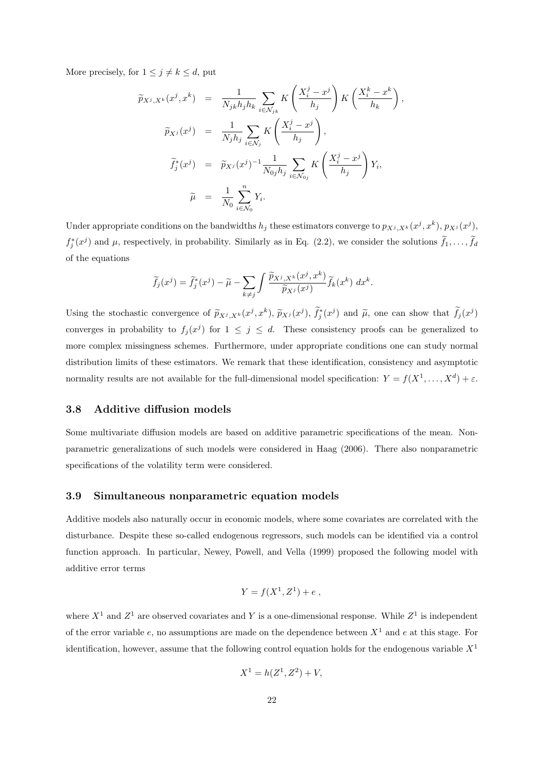More precisely, for $1 \leq j \neq k \leq d$, put

$$
\begin{aligned}
\widetilde{p}_{X^j,X^k}(x^j,x^k) &= \frac{1}{N_{jk}h_j h_k} \sum_{i \in \mathcal{N}_{jk}} K\left(\frac{X_i^j - x^j}{h_j}\right) K\left(\frac{X_i^k - x^k}{h_k}\right), \\
\widetilde{p}_{X^j}(x^j) &= \frac{1}{N_j h_j} \sum_{i \in \mathcal{N}_j} K\left(\frac{X_i^j - x^j}{h_j}\right), \\
\widetilde{f}_j^*(x^j) &= \widetilde{p}_{X^j}(x^j)^{-1} \frac{1}{N_{0j} h_j} \sum_{i \in \mathcal{N}_{0j}} K\left(\frac{X_i^j - x^j}{h_j}\right) Y_i, \\
\widetilde{\mu} &= \frac{1}{N_0} \sum_{i \in \mathcal{N}_0}^{n} Y_i.
\end{aligned}
$$

Under appropriate conditions on the bandwidths $h_j$ these estimators converge to $p_{X^j,X^k}(x^j,x^k)$, $p_{X^j}(x^j)$, $f_j^*(x^j)$ and $\mu$, respectively, in probability. Similarly as in Eq. (2.2), we consider the solutions $\widetilde{f}_1, \ldots, \widetilde{f}_d$ of the equations

$$
\widetilde{f}_j(x^j) = \widetilde{f}_j^*(x^j) - \widetilde{\mu} - \sum_{k \neq j} \int \frac{\widetilde{p}_{X^j,X^k}(x^j,x^k)}{\widetilde{p}_{X^j}(x^j)} \widetilde{f}_k(x^k)\, dx^k.
$$

Using the stochastic convergence of $\widetilde{p}_{X^j,X^k}(x^j,x^k)$, $\widetilde{p}_{X^j}(x^j)$, $\widetilde{f}_j^*(x^j)$ and $\widetilde{\mu}$, one can show that $\widetilde{f}_j(x^j)$ converges in probability to $f_j(x^j)$ for $1 \leq j \leq d$. These consistency proofs can be generalized to more complex missingness schemes. Furthermore, under appropriate conditions one can study normal distribution limits of these estimators. We remark that these identification, consistency and asymptotic normality results are not available for the full-dimensional model specification: $Y = f(X^1, \ldots, X^d) + \varepsilon$.

### 3.8 Additive diffusion models

Some multivariate diffusion models are based on additive parametric specifications of the mean. Nonparametric generalizations of such models were considered in Haag (2006). There also nonparametric specifications of the volatility term were considered.

### 3.9 Simultaneous nonparametric equation models

Additive models also naturally occur in economic models, where some covariates are correlated with the disturbance. Despite these so-called endogenous regressors, such models can be identified via a control function approach. In particular, Newey, Powell, and Vella (1999) proposed the following model with additive error terms

$$
Y = f(X^1, Z^1) + e\ ,
$$

where $X^1$ and $Z^1$ are observed covariates and $Y$ is a one-dimensional response. While $Z^1$ is independent of the error variable $e$, no assumptions are made on the dependence between $X^1$ and $e$ at this stage. For identification, however, assume that the following control equation holds for the endogenous variable $X^1$

$$
X^1 = h(Z^1, Z^2) + V,
$$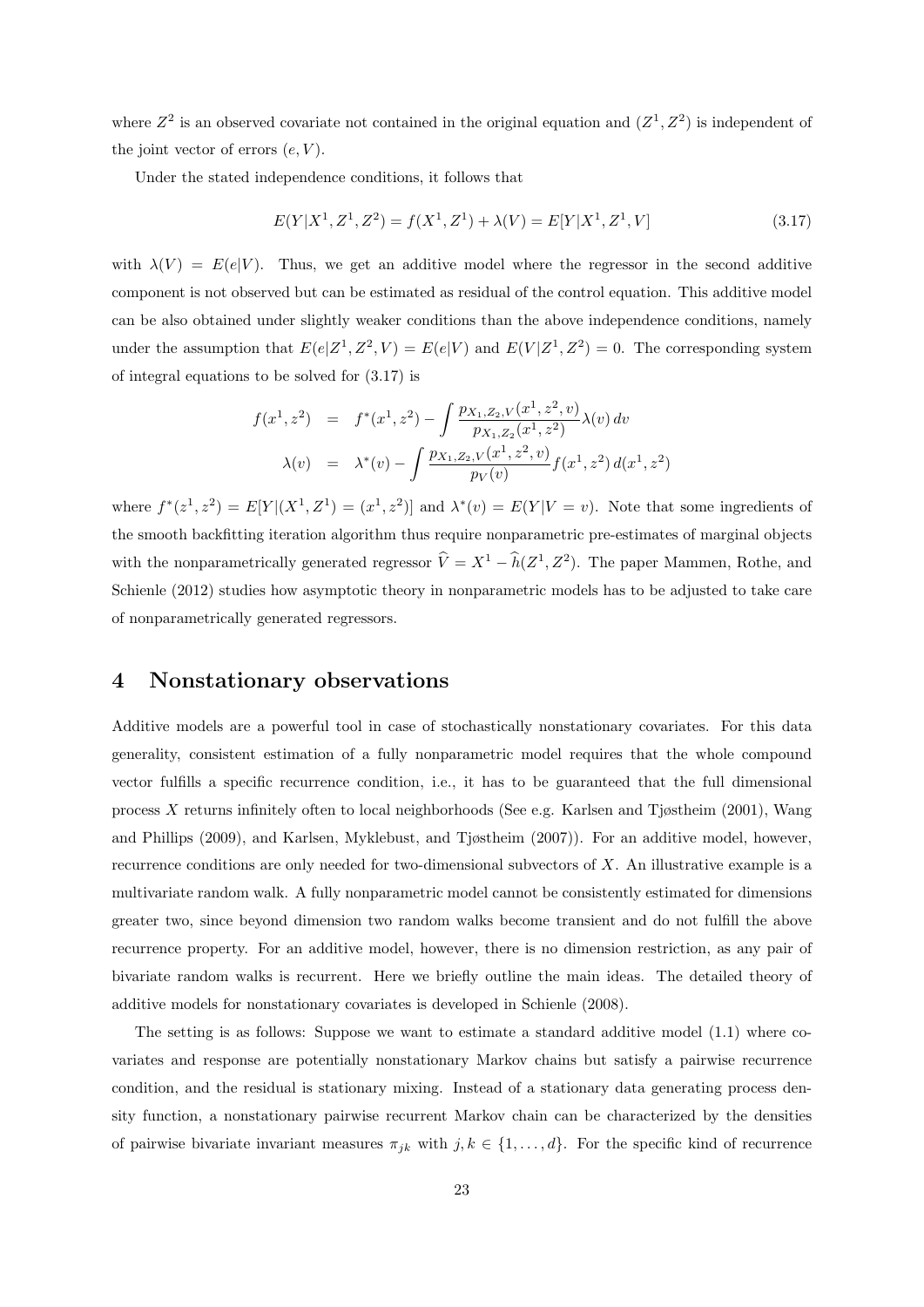where $Z^2$ is an observed covariate not contained in the original equation and $(Z^1, Z^2)$ is independent of the joint vector of errors $(e, V)$.

Under the stated independence conditions, it follows that

$$E(Y|X^1, Z^1, Z^2) = f(X^1, Z^1) + \lambda(V) = E[Y|X^1, Z^1, V] \tag{3.17}$$

with $\lambda(V) = E(e|V)$. Thus, we get an additive model where the regressor in the second additive component is not observed but can be estimated as residual of the control equation. This additive model can be also obtained under slightly weaker conditions than the above independence conditions, namely under the assumption that $E(e|Z^1, Z^2, V) = E(e|V)$ and $E(V|Z^1, Z^2) = 0$. The corresponding system of integral equations to be solved for (3.17) is

$$\begin{aligned}
f(x^1, z^2) &= f^*(x^1, z^2) - \int \frac{p_{X_1,Z_2,V}(x^1, z^2, v)}{p_{X_1,Z_2}(x^1, z^2)} \lambda(v)\, dv \\
\lambda(v) &= \lambda^*(v) - \int \frac{p_{X_1,Z_2,V}(x^1, z^2, v)}{p_V(v)} f(x^1, z^2)\, d(x^1, z^2)
\end{aligned}$$

where $f^*(z^1, z^2) = E[Y|(X^1, Z^1) = (x^1, z^2)]$ and $\lambda^*(v) = E(Y|V = v)$. Note that some ingredients of the smooth backfitting iteration algorithm thus require nonparametric pre-estimates of marginal objects with the nonparametrically generated regressor $\widehat{V} = X^1 - \widehat{h}(Z^1, Z^2)$. The paper Mammen, Rothe, and Schienle (2012) studies how asymptotic theory in nonparametric models has to be adjusted to take care of nonparametrically generated regressors.

# 4 Nonstationary observations

Additive models are a powerful tool in case of stochastically nonstationary covariates. For this data generality, consistent estimation of a fully nonparametric model requires that the whole compound vector fulfills a specific recurrence condition, i.e., it has to be guaranteed that the full dimensional process $X$ returns infinitely often to local neighborhoods (See e.g. Karlsen and Tjøstheim (2001), Wang and Phillips (2009), and Karlsen, Myklebust, and Tjøstheim (2007)). For an additive model, however, recurrence conditions are only needed for two-dimensional subvectors of $X$. An illustrative example is a multivariate random walk. A fully nonparametric model cannot be consistently estimated for dimensions greater two, since beyond dimension two random walks become transient and do not fulfill the above recurrence property. For an additive model, however, there is no dimension restriction, as any pair of bivariate random walks is recurrent. Here we briefly outline the main ideas. The detailed theory of additive models for nonstationary covariates is developed in Schienle (2008).

The setting is as follows: Suppose we want to estimate a standard additive model (1.1) where covariates and response are potentially nonstationary Markov chains but satisfy a pairwise recurrence condition, and the residual is stationary mixing. Instead of a stationary data generating process density function, a nonstationary pairwise recurrent Markov chain can be characterized by the densities of pairwise bivariate invariant measures $\pi_{jk}$ with $j, k \in \{1, \ldots, d\}$. For the specific kind of recurrence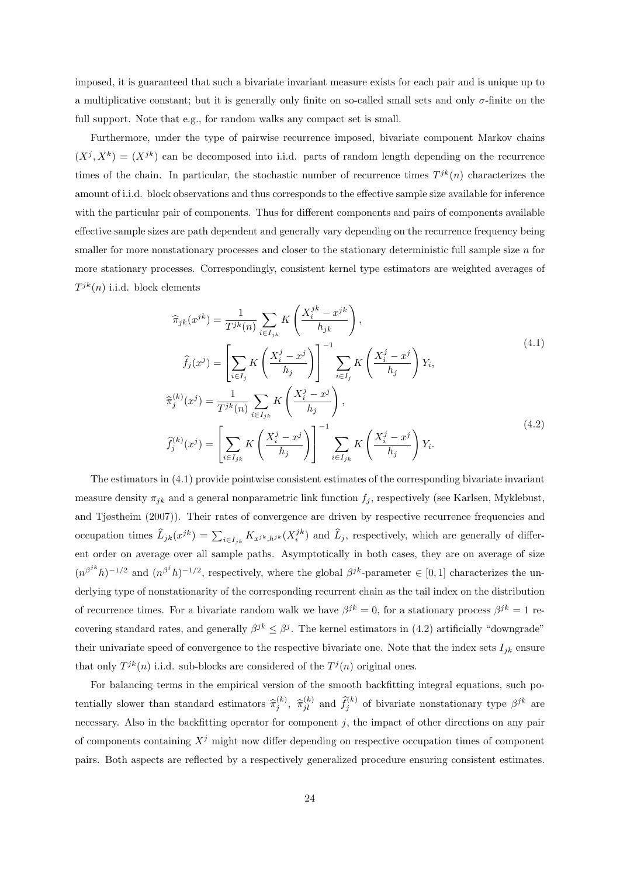imposed, it is guaranteed that such a bivariate invariant measure exists for each pair and is unique up to a multiplicative constant; but it is generally only finite on so-called small sets and only $\sigma$-finite on the full support. Note that e.g., for random walks any compact set is small.

Furthermore, under the type of pairwise recurrence imposed, bivariate component Markov chains $(X^j, X^k) = (X^{jk})$ can be decomposed into i.i.d. parts of random length depending on the recurrence times of the chain. In particular, the stochastic number of recurrence times $T^{jk}(n)$ characterizes the amount of i.i.d. block observations and thus corresponds to the effective sample size available for inference with the particular pair of components. Thus for different components and pairs of components available effective sample sizes are path dependent and generally vary depending on the recurrence frequency being smaller for more nonstationary processes and closer to the stationary deterministic full sample size $n$ for more stationary processes. Correspondingly, consistent kernel type estimators are weighted averages of $T^{jk}(n)$ i.i.d. block elements

$$
\begin{aligned}
\widehat{\pi}_{jk}(x^{jk}) &= \frac{1}{T^{jk}(n)} \sum_{i \in I_{jk}} K\left(\frac{X_i^{jk} - x^{jk}}{h_{jk}}\right), \\
\widehat{f}_j(x^j) &= \left[\sum_{i \in I_j} K\left(\frac{X_i^j - x^j}{h_j}\right)\right]^{-1} \sum_{i \in I_j} K\left(\frac{X_i^j - x^j}{h_j}\right) Y_i,
\end{aligned}
\tag{4.1}
$$

$$
\begin{aligned}
\widehat{\pi}_j^{(k)}(x^j) &= \frac{1}{T^{jk}(n)} \sum_{i \in I_{jk}} K\left(\frac{X_i^j - x^j}{h_j}\right), \\
\widehat{f}_j^{(k)}(x^j) &= \left[\sum_{i \in I_{jk}} K\left(\frac{X_i^j - x^j}{h_j}\right)\right]^{-1} \sum_{i \in I_{jk}} K\left(\frac{X_i^j - x^j}{h_j}\right) Y_i.
\end{aligned}
\tag{4.2}
$$

The estimators in (4.1) provide pointwise consistent estimates of the corresponding bivariate invariant measure density $\pi_{jk}$ and a general nonparametric link function $f_j$, respectively (see Karlsen, Myklebust, and Tjøstheim (2007)). Their rates of convergence are driven by respective recurrence frequencies and occupation times $\widehat{L}_{jk}(x^{jk}) = \sum_{i \in I_{jk}} K_{x^{jk}, h^{jk}}(X_i^{jk})$ and $\widehat{L}_j$, respectively, which are generally of different order on average over all sample paths. Asymptotically in both cases, they are on average of size $(n^{\beta^{jk}} h)^{-1/2}$ and $(n^{\beta^j} h)^{-1/2}$, respectively, where the global $\beta^{jk}$-parameter $\in [0, 1]$ characterizes the underlying type of nonstationarity of the corresponding recurrent chain as the tail index on the distribution of recurrence times. For a bivariate random walk we have $\beta^{jk} = 0$, for a stationary process $\beta^{jk} = 1$ recovering standard rates, and generally $\beta^{jk} \leq \beta^j$. The kernel estimators in (4.2) artificially "downgrade" their univariate speed of convergence to the respective bivariate one. Note that the index sets $I_{jk}$ ensure that only $T^{jk}(n)$ i.i.d. sub-blocks are considered of the $T^j(n)$ original ones.

For balancing terms in the empirical version of the smooth backfitting integral equations, such potentially slower than standard estimators $\widehat{\pi}_j^{(k)}$, $\widehat{\pi}_{jl}^{(k)}$ and $\widehat{f}_j^{(k)}$ of bivariate nonstationary type $\beta^{jk}$ are necessary. Also in the backfitting operator for component $j$, the impact of other directions on any pair of components containing $X^j$ might now differ depending on respective occupation times of component pairs. Both aspects are reflected by a respectively generalized procedure ensuring consistent estimates.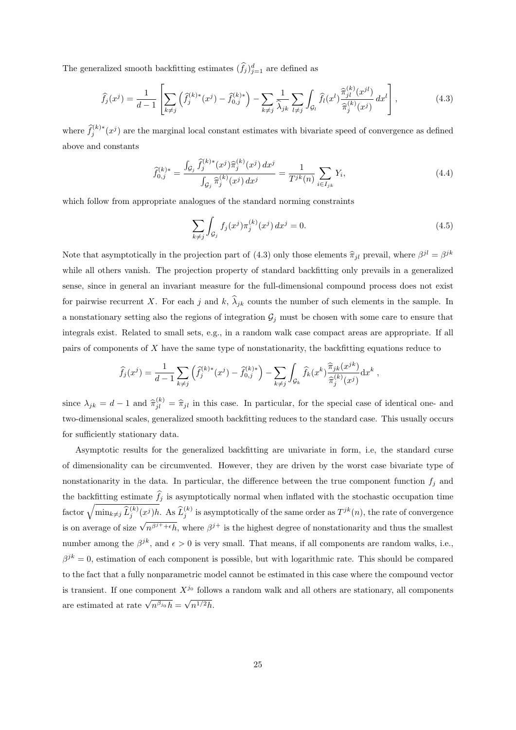The generalized smooth backfitting estimates $(\widehat{f}_j)_{j=1}^d$ are defined as

$$\widehat{f}_j(x^j) = \frac{1}{d-1}\left[\sum_{k\neq j}\left(\widehat{f}_j^{(k)*}(x^j) - \widehat{f}_{0,j}^{(k)*}\right) - \sum_{k\neq j}\frac{1}{\widehat{\lambda}_{jk}}\sum_{l\neq j}\int_{\mathcal{G}_l}\widehat{f}_l(x^l)\frac{\widehat{\pi}_{jl}^{(k)}(x^{jl})}{\widehat{\pi}_j^{(k)}(x^j)}\,dx^l\right], \tag{4.3}$$

where $\widehat{f}_j^{(k)*}(x^j)$ are the marginal local constant estimates with bivariate speed of convergence as defined above and constants

$$\widehat{f}_{0,j}^{(k)*} = \frac{\int_{\mathcal{G}_j}\widehat{f}_j^{(k)*}(x^j)\widehat{\pi}_j^{(k)}(x^j)\,dx^j}{\int_{\mathcal{G}_j}\widehat{\pi}_j^{(k)}(x^j)\,dx^j} = \frac{1}{T^{jk}(n)}\sum_{i\in I_{jk}} Y_i, \tag{4.4}$$

which follow from appropriate analogues of the standard norming constraints

$$\sum_{k\neq j}\int_{\mathcal{G}_j} f_j(x^j)\pi_j^{(k)}(x^j)\,dx^j = 0. \tag{4.5}$$

Note that asymptotically in the projection part of (4.3) only those elements $\widehat{\pi}_{jl}$ prevail, where $\beta^{jl} = \beta^{jk}$ while all others vanish. The projection property of standard backfitting only prevails in a generalized sense, since in general an invariant measure for the full-dimensional compound process does not exist for pairwise recurrent $X$. For each $j$ and $k$, $\widehat{\lambda}_{jk}$ counts the number of such elements in the sample. In a nonstationary setting also the regions of integration $\mathcal{G}_j$ must be chosen with some care to ensure that integrals exist. Related to small sets, e.g., in a random walk case compact areas are appropriate. If all pairs of components of $X$ have the same type of nonstationarity, the backfitting equations reduce to

$$\widehat{f}_j(x^j) = \frac{1}{d-1}\sum_{k\neq j}\left(\widehat{f}_j^{(k)*}(x^j) - \widehat{f}_{0,j}^{(k)*}\right) - \sum_{k\neq j}\int_{\mathcal{G}_k}\widehat{f}_k(x^k)\frac{\widehat{\pi}_{jk}(x^{jk})}{\widehat{\pi}_j^{(k)}(x^j)}\mathrm{d}x^k\,,$$

since $\lambda_{jk} = d-1$ and $\widehat{\pi}_{jl}^{(k)} = \widehat{\pi}_{jl}$ in this case. In particular, for the special case of identical one- and two-dimensional scales, generalized smooth backfitting reduces to the standard case. This usually occurs for sufficiently stationary data.

Asymptotic results for the generalized backfitting are univariate in form, i.e, the standard curse of dimensionality can be circumvented. However, they are driven by the worst case bivariate type of nonstationarity in the data. In particular, the difference between the true component function $f_j$ and the backfitting estimate $\widehat{f}_j$ is asymptotically normal when inflated with the stochastic occupation time factor $\sqrt{\min_{k\neq j}\widehat{L}_j^{(k)}(x^j)h}$. As $\widehat{L}_j^{(k)}$ is asymptotically of the same order as $T^{jk}(n)$, the rate of convergence is on average of size $\sqrt{n^{\beta^{j+}+\epsilon}h}$, where $\beta^{j+}$ is the highest degree of nonstationarity and thus the smallest number among the $\beta^{jk}$, and $\epsilon > 0$ is very small. That means, if all components are random walks, i.e., $\beta^{jk} = 0$, estimation of each component is possible, but with logarithmic rate. This should be compared to the fact that a fully nonparametric model cannot be estimated in this case where the compound vector is transient. If one component $X^{j_0}$ follows a random walk and all others are stationary, all components are estimated at rate $\sqrt{n^{\beta_{j_0}}h} = \sqrt{n^{1/2}h}$.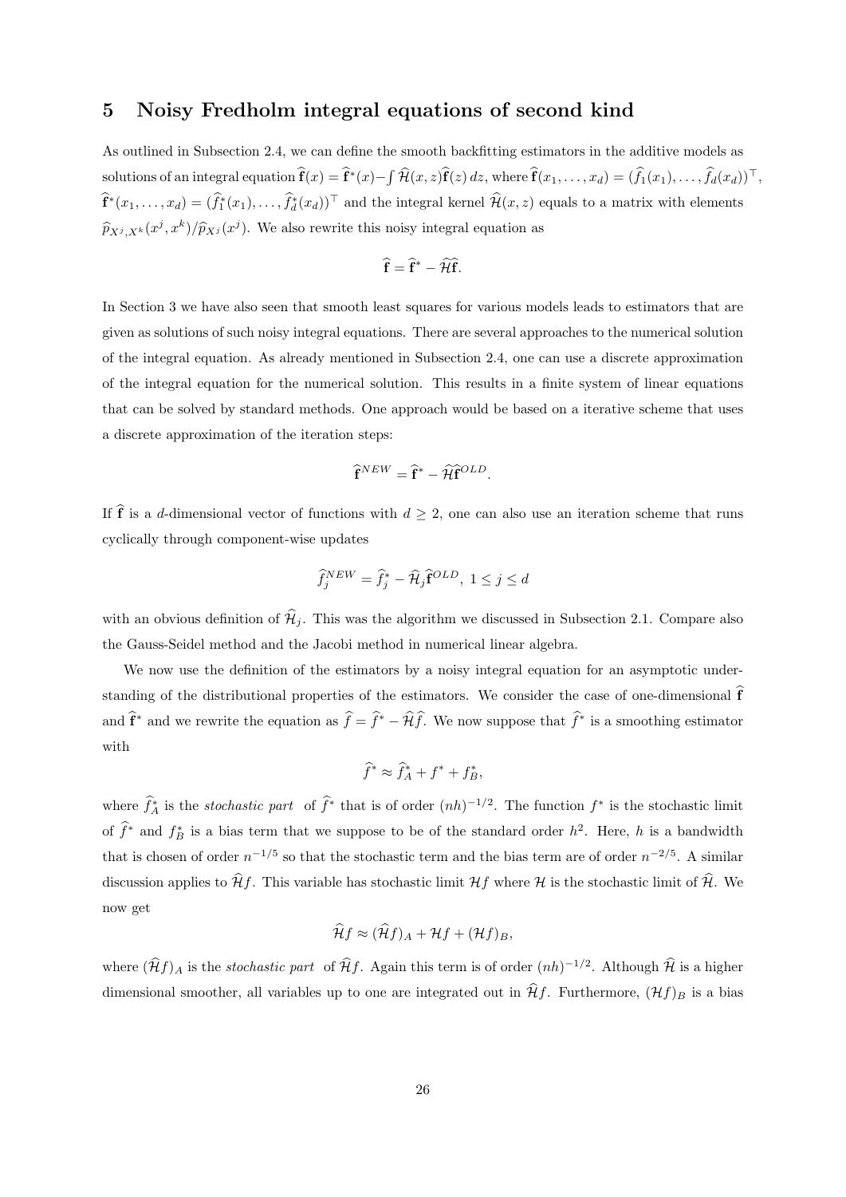## 5 Noisy Fredholm integral equations of second kind

As outlined in Subsection 2.4, we can define the smooth backfitting estimators in the additive models as solutions of an integral equation $\widehat{\mathbf{f}}(x) = \widehat{\mathbf{f}}^*(x) - \int \widehat{\mathcal{H}}(x,z)\widehat{\mathbf{f}}(z)\,dz$, where $\widehat{\mathbf{f}}(x_1,\ldots,x_d) = (\widehat{f}_1(x_1),\ldots,\widehat{f}_d(x_d))^\top$, $\widehat{\mathbf{f}}^*(x_1,\ldots,x_d) = (\widehat{f}_1^*(x_1),\ldots,\widehat{f}_d^*(x_d))^\top$ and the integral kernel $\widehat{\mathcal{H}}(x,z)$ equals to a matrix with elements $\widehat{p}_{X^j,X^k}(x^j,x^k)/\widehat{p}_{X^j}(x^j)$. We also rewrite this noisy integral equation as

$$\widehat{\mathbf{f}} = \widehat{\mathbf{f}}^* - \widehat{\mathcal{H}}\widehat{\mathbf{f}}.$$

In Section 3 we have also seen that smooth least squares for various models leads to estimators that are given as solutions of such noisy integral equations. There are several approaches to the numerical solution of the integral equation. As already mentioned in Subsection 2.4, one can use a discrete approximation of the integral equation for the numerical solution. This results in a finite system of linear equations that can be solved by standard methods. One approach would be based on a iterative scheme that uses a discrete approximation of the iteration steps:

$$\widehat{\mathbf{f}}^{NEW} = \widehat{\mathbf{f}}^* - \widehat{\mathcal{H}}\widehat{\mathbf{f}}^{OLD}.$$

If $\widehat{\mathbf{f}}$ is a $d$-dimensional vector of functions with $d \geq 2$, one can also use an iteration scheme that runs cyclically through component-wise updates

$$\widehat{f}_j^{NEW} = \widehat{f}_j^* - \widehat{\mathcal{H}}_j\widehat{\mathbf{f}}^{OLD},\ 1 \leq j \leq d$$

with an obvious definition of $\widehat{\mathcal{H}}_j$. This was the algorithm we discussed in Subsection 2.1. Compare also the Gauss-Seidel method and the Jacobi method in numerical linear algebra.

We now use the definition of the estimators by a noisy integral equation for an asymptotic understanding of the distributional properties of the estimators. We consider the case of one-dimensional $\widehat{\mathbf{f}}$ and $\widehat{\mathbf{f}}^*$ and we rewrite the equation as $\widehat{f} = \widehat{f}^* - \widehat{\mathcal{H}}\widehat{f}$. We now suppose that $\widehat{f}^*$ is a smoothing estimator with

$$\widehat{f}^* \approx \widehat{f}_A^* + f^* + f_B^*,$$

where $\widehat{f}_A^*$ is the *stochastic part* of $\widehat{f}^*$ that is of order $(nh)^{-1/2}$. The function $f^*$ is the stochastic limit of $\widehat{f}^*$ and $f_B^*$ is a bias term that we suppose to be of the standard order $h^2$. Here, $h$ is a bandwidth that is chosen of order $n^{-1/5}$ so that the stochastic term and the bias term are of order $n^{-2/5}$. A similar discussion applies to $\widehat{\mathcal{H}}f$. This variable has stochastic limit $\mathcal{H}f$ where $\mathcal{H}$ is the stochastic limit of $\widehat{\mathcal{H}}$. We now get

$$\widehat{\mathcal{H}}f \approx (\widehat{\mathcal{H}}f)_A + \mathcal{H}f + (\mathcal{H}f)_B,$$

where $(\widehat{\mathcal{H}}f)_A$ is the *stochastic part* of $\widehat{\mathcal{H}}f$. Again this term is of order $(nh)^{-1/2}$. Although $\widehat{\mathcal{H}}$ is a higher dimensional smoother, all variables up to one are integrated out in $\widehat{\mathcal{H}}f$. Furthermore, $(\mathcal{H}f)_B$ is a bias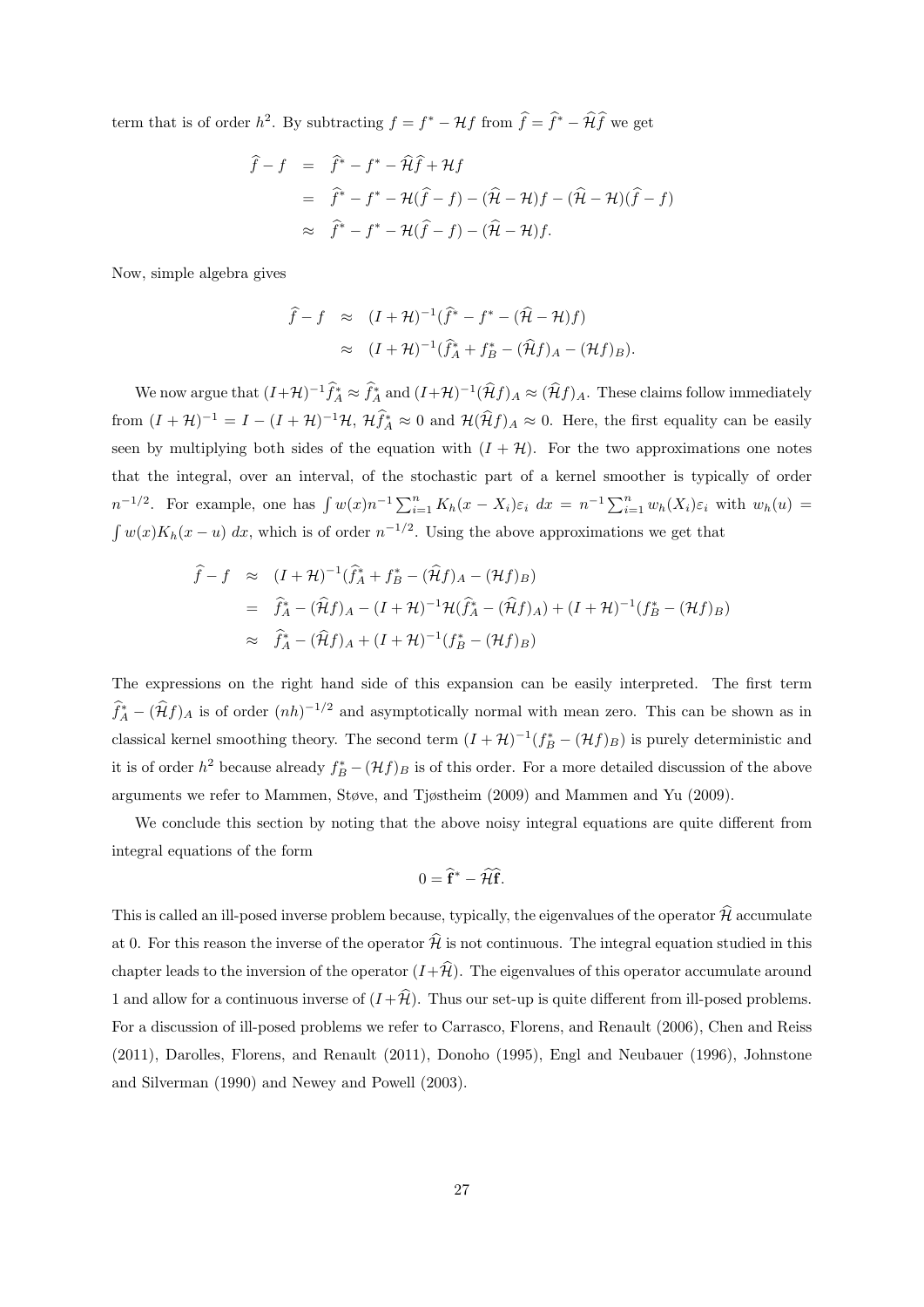term that is of order $h^2$. By subtracting $f = f^* - \mathcal{H}f$ from $\widehat{f} = \widehat{f}^* - \widehat{\mathcal{H}}\widehat{f}$ we get

$$
\begin{aligned}
\widehat{f} - f &= \widehat{f}^* - f^* - \widehat{\mathcal{H}}\widehat{f} + \mathcal{H}f \\
&= \widehat{f}^* - f^* - \mathcal{H}(\widehat{f} - f) - (\widehat{\mathcal{H}} - \mathcal{H})f - (\widehat{\mathcal{H}} - \mathcal{H})(\widehat{f} - f) \\
&\approx \widehat{f}^* - f^* - \mathcal{H}(\widehat{f} - f) - (\widehat{\mathcal{H}} - \mathcal{H})f.
\end{aligned}
$$

Now, simple algebra gives

$$
\begin{aligned}
\widehat{f} - f &\approx (I + \mathcal{H})^{-1}(\widehat{f}^* - f^* - (\widehat{\mathcal{H}} - \mathcal{H})f) \\
&\approx (I + \mathcal{H})^{-1}(\widehat{f}_A^* + f_B^* - (\widehat{\mathcal{H}}f)_A - (\mathcal{H}f)_B).
\end{aligned}
$$

We now argue that $(I+\mathcal{H})^{-1}\widehat{f}_A^* \approx \widehat{f}_A^*$ and $(I+\mathcal{H})^{-1}(\widehat{\mathcal{H}}f)_A \approx (\widehat{\mathcal{H}}f)_A$. These claims follow immediately from $(I+\mathcal{H})^{-1} = I - (I+\mathcal{H})^{-1}\mathcal{H}$, $\mathcal{H}\widehat{f}_A^* \approx 0$ and $\mathcal{H}(\widehat{\mathcal{H}}f)_A \approx 0$. Here, the first equality can be easily seen by multiplying both sides of the equation with $(I + \mathcal{H})$. For the two approximations one notes that the integral, over an interval, of the stochastic part of a kernel smoother is typically of order $n^{-1/2}$. For example, one has $\int w(x) n^{-1} \sum_{i=1}^n K_h(x - X_i)\varepsilon_i \, dx = n^{-1} \sum_{i=1}^n w_h(X_i)\varepsilon_i$ with $w_h(u) = \int w(x) K_h(x - u) \, dx$, which is of order $n^{-1/2}$. Using the above approximations we get that

$$
\begin{aligned}
\widehat{f} - f &\approx (I + \mathcal{H})^{-1}(\widehat{f}_A^* + f_B^* - (\widehat{\mathcal{H}}f)_A - (\mathcal{H}f)_B) \\
&= \widehat{f}_A^* - (\widehat{\mathcal{H}}f)_A - (I + \mathcal{H})^{-1}\mathcal{H}(\widehat{f}_A^* - (\widehat{\mathcal{H}}f)_A) + (I + \mathcal{H})^{-1}(f_B^* - (\mathcal{H}f)_B) \\
&\approx \widehat{f}_A^* - (\widehat{\mathcal{H}}f)_A + (I + \mathcal{H})^{-1}(f_B^* - (\mathcal{H}f)_B)
\end{aligned}
$$

The expressions on the right hand side of this expansion can be easily interpreted. The first term $\widehat{f}_A^* - (\widehat{\mathcal{H}}f)_A$ is of order $(nh)^{-1/2}$ and asymptotically normal with mean zero. This can be shown as in classical kernel smoothing theory. The second term $(I + \mathcal{H})^{-1}(f_B^* - (\mathcal{H}f)_B)$ is purely deterministic and it is of order $h^2$ because already $f_B^* - (\mathcal{H}f)_B$ is of this order. For a more detailed discussion of the above arguments we refer to Mammen, Støve, and Tjøstheim (2009) and Mammen and Yu (2009).

We conclude this section by noting that the above noisy integral equations are quite different from integral equations of the form

$$
0 = \widehat{\mathbf{f}}^* - \widehat{\mathcal{H}}\widehat{\mathbf{f}}.
$$

This is called an ill-posed inverse problem because, typically, the eigenvalues of the operator $\widehat{\mathcal{H}}$ accumulate at 0. For this reason the inverse of the operator $\widehat{\mathcal{H}}$ is not continuous. The integral equation studied in this chapter leads to the inversion of the operator $(I+\widehat{\mathcal{H}})$. The eigenvalues of this operator accumulate around 1 and allow for a continuous inverse of $(I+\widehat{\mathcal{H}})$. Thus our set-up is quite different from ill-posed problems. For a discussion of ill-posed problems we refer to Carrasco, Florens, and Renault (2006), Chen and Reiss (2011), Darolles, Florens, and Renault (2011), Donoho (1995), Engl and Neubauer (1996), Johnstone and Silverman (1990) and Newey and Powell (2003).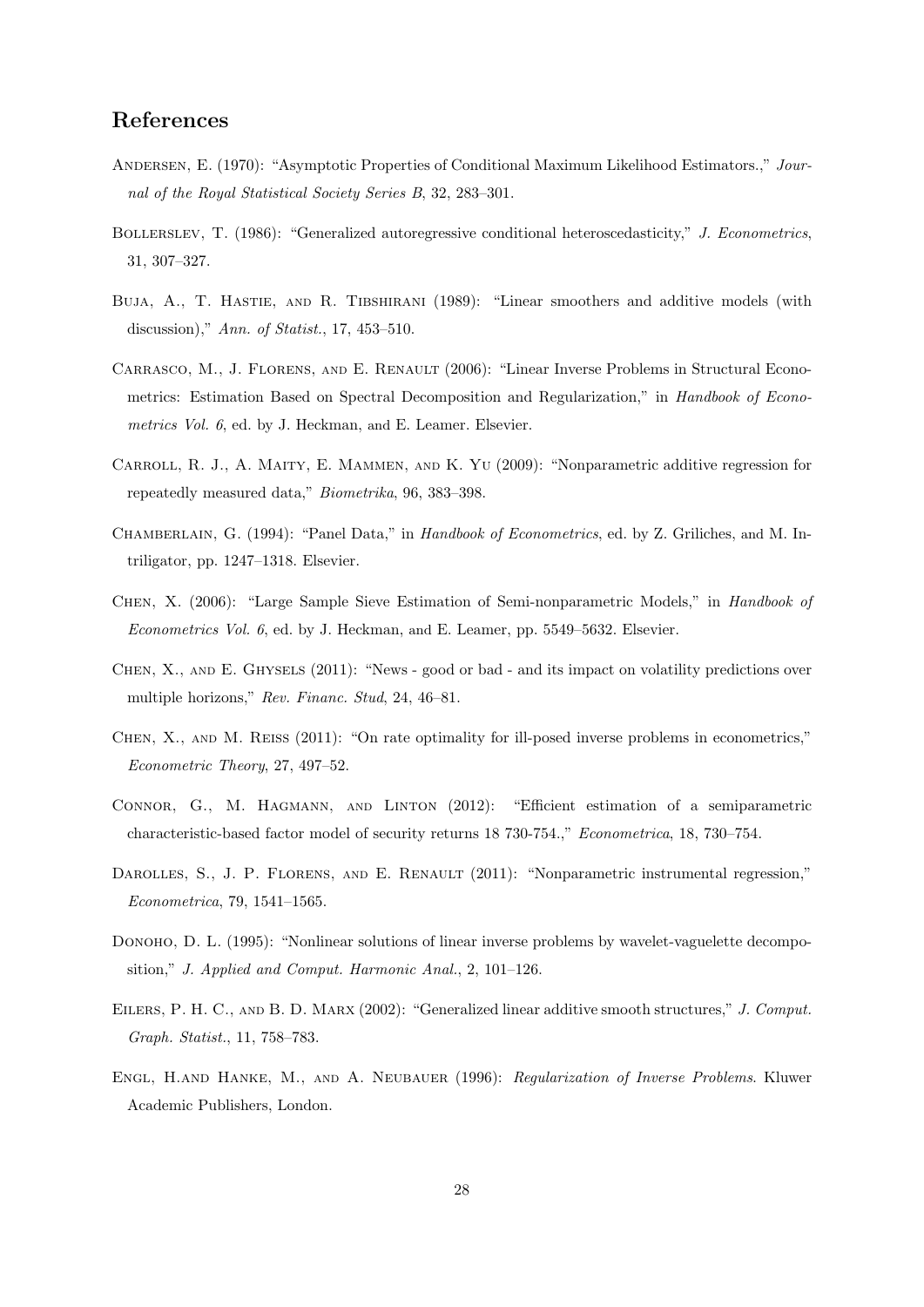## References

Andersen, E. (1970): "Asymptotic Properties of Conditional Maximum Likelihood Estimators.," *Journal of the Royal Statistical Society Series B*, 32, 283–301.

Bollerslev, T. (1986): "Generalized autoregressive conditional heteroscedasticity," *J. Econometrics*, 31, 307–327.

Buja, A., T. Hastie, and R. Tibshirani (1989): "Linear smoothers and additive models (with discussion)," *Ann. of Statist.*, 17, 453–510.

Carrasco, M., J. Florens, and E. Renault (2006): "Linear Inverse Problems in Structural Econometrics: Estimation Based on Spectral Decomposition and Regularization," in *Handbook of Econometrics Vol. 6*, ed. by J. Heckman, and E. Leamer. Elsevier.

Carroll, R. J., A. Maity, E. Mammen, and K. Yu (2009): "Nonparametric additive regression for repeatedly measured data," *Biometrika*, 96, 383–398.

Chamberlain, G. (1994): "Panel Data," in *Handbook of Econometrics*, ed. by Z. Griliches, and M. Intriligator, pp. 1247–1318. Elsevier.

Chen, X. (2006): "Large Sample Sieve Estimation of Semi-nonparametric Models," in *Handbook of Econometrics Vol. 6*, ed. by J. Heckman, and E. Leamer, pp. 5549–5632. Elsevier.

Chen, X., and E. Ghysels (2011): "News - good or bad - and its impact on volatility predictions over multiple horizons," *Rev. Financ. Stud*, 24, 46–81.

Chen, X., and M. Reiss (2011): "On rate optimality for ill-posed inverse problems in econometrics," *Econometric Theory*, 27, 497–52.

Connor, G., M. Hagmann, and Linton (2012): "Efficient estimation of a semiparametric characteristic-based factor model of security returns 18 730-754.," *Econometrica*, 18, 730–754.

Darolles, S., J. P. Florens, and E. Renault (2011): "Nonparametric instrumental regression," *Econometrica*, 79, 1541–1565.

Donoho, D. L. (1995): "Nonlinear solutions of linear inverse problems by wavelet-vaguelette decomposition," *J. Applied and Comput. Harmonic Anal.*, 2, 101–126.

Eilers, P. H. C., and B. D. Marx (2002): "Generalized linear additive smooth structures," *J. Comput. Graph. Statist.*, 11, 758–783.

Engl, H.and Hanke, M., and A. Neubauer (1996): *Regularization of Inverse Problems*. Kluwer Academic Publishers, London.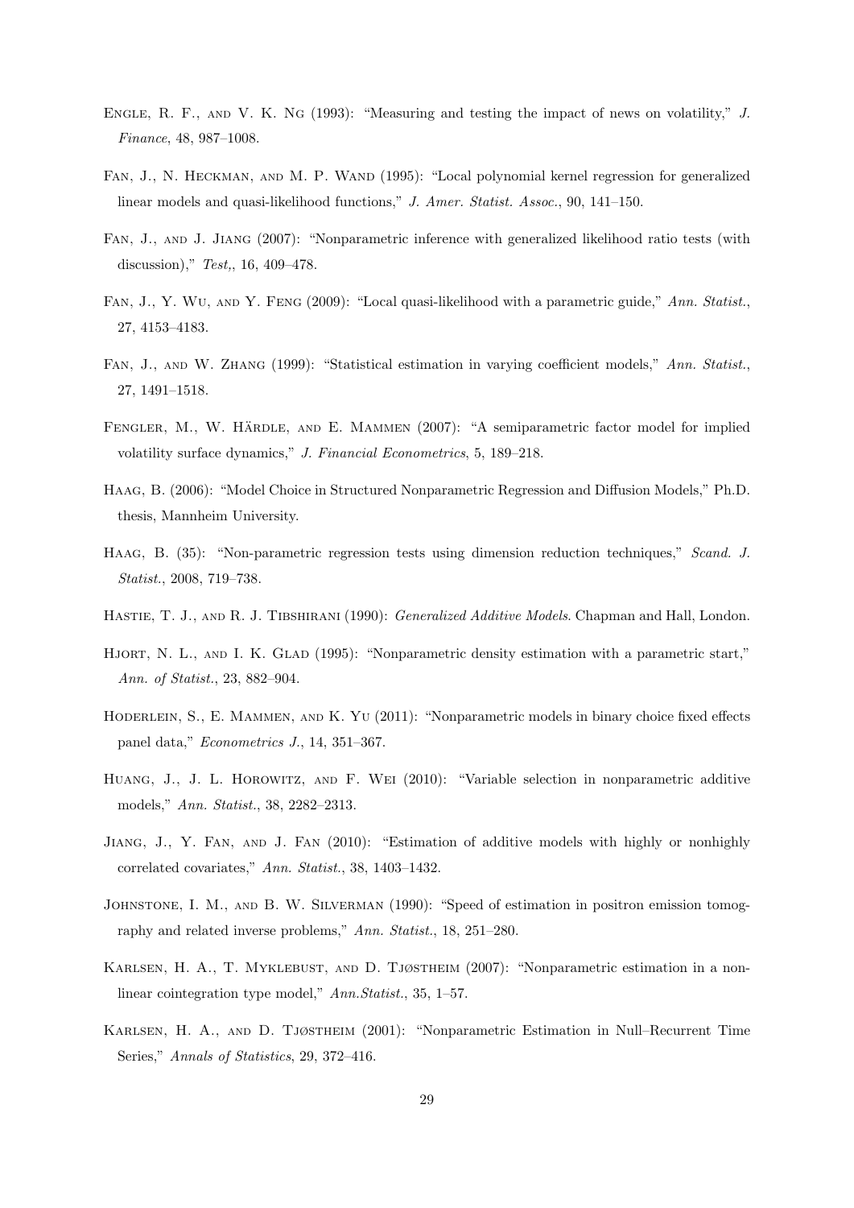Engle, R. F., and V. K. Ng (1993): "Measuring and testing the impact of news on volatility," *J. Finance*, 48, 987–1008.

Fan, J., N. Heckman, and M. P. Wand (1995): "Local polynomial kernel regression for generalized linear models and quasi-likelihood functions," *J. Amer. Statist. Assoc.*, 90, 141–150.

Fan, J., and J. Jiang (2007): "Nonparametric inference with generalized likelihood ratio tests (with discussion)," *Test,*, 16, 409–478.

Fan, J., Y. Wu, and Y. Feng (2009): "Local quasi-likelihood with a parametric guide," *Ann. Statist.*, 27, 4153–4183.

Fan, J., and W. Zhang (1999): "Statistical estimation in varying coefficient models," *Ann. Statist.*, 27, 1491–1518.

Fengler, M., W. Härdle, and E. Mammen (2007): "A semiparametric factor model for implied volatility surface dynamics," *J. Financial Econometrics*, 5, 189–218.

Haag, B. (2006): "Model Choice in Structured Nonparametric Regression and Diffusion Models," Ph.D. thesis, Mannheim University.

Haag, B. (35): "Non-parametric regression tests using dimension reduction techniques," *Scand. J. Statist.*, 2008, 719–738.

Hastie, T. J., and R. J. Tibshirani (1990): *Generalized Additive Models*. Chapman and Hall, London.

Hjort, N. L., and I. K. Glad (1995): "Nonparametric density estimation with a parametric start," *Ann. of Statist.*, 23, 882–904.

Hoderlein, S., E. Mammen, and K. Yu (2011): "Nonparametric models in binary choice fixed effects panel data," *Econometrics J.*, 14, 351–367.

Huang, J., J. L. Horowitz, and F. Wei (2010): "Variable selection in nonparametric additive models," *Ann. Statist.*, 38, 2282–2313.

Jiang, J., Y. Fan, and J. Fan (2010): "Estimation of additive models with highly or nonhighly correlated covariates," *Ann. Statist.*, 38, 1403–1432.

Johnstone, I. M., and B. W. Silverman (1990): "Speed of estimation in positron emission tomography and related inverse problems," *Ann. Statist.*, 18, 251–280.

Karlsen, H. A., T. Myklebust, and D. Tjøstheim (2007): "Nonparametric estimation in a nonlinear cointegration type model," *Ann.Statist.*, 35, 1–57.

Karlsen, H. A., and D. Tjøstheim (2001): "Nonparametric Estimation in Null–Recurrent Time Series," *Annals of Statistics*, 29, 372–416.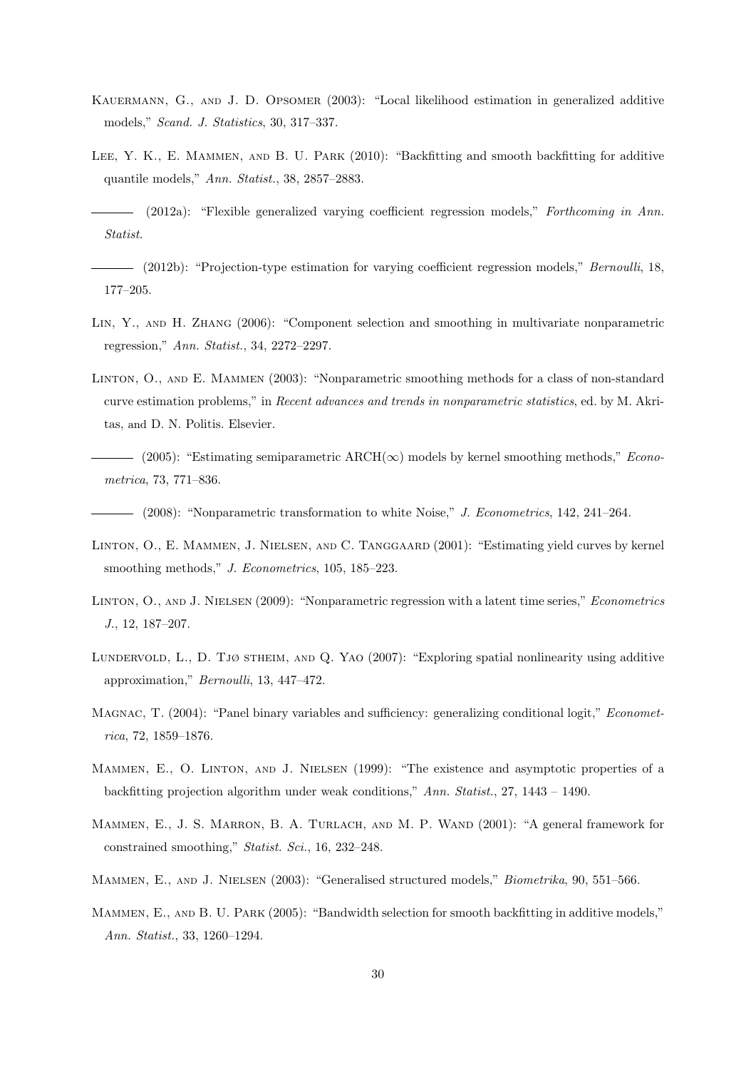Kauermann, G., and J. D. Opsomer (2003): "Local likelihood estimation in generalized additive models," *Scand. J. Statistics*, 30, 317–337.

Lee, Y. K., E. Mammen, and B. U. Park (2010): "Backfitting and smooth backfitting for additive quantile models," *Ann. Statist.*, 38, 2857–2883.

——— (2012a): "Flexible generalized varying coefficient regression models," *Forthcoming in Ann. Statist.*

——— (2012b): "Projection-type estimation for varying coefficient regression models," *Bernoulli*, 18, 177–205.

Lin, Y., and H. Zhang (2006): "Component selection and smoothing in multivariate nonparametric regression," *Ann. Statist.*, 34, 2272–2297.

Linton, O., and E. Mammen (2003): "Nonparametric smoothing methods for a class of non-standard curve estimation problems," in *Recent advances and trends in nonparametric statistics*, ed. by M. Akritas, and D. N. Politis. Elsevier.

——— (2005): "Estimating semiparametric ARCH($\infty$) models by kernel smoothing methods," *Econometrica*, 73, 771–836.

——— (2008): "Nonparametric transformation to white Noise," *J. Econometrics*, 142, 241–264.

Linton, O., E. Mammen, J. Nielsen, and C. Tanggaard (2001): "Estimating yield curves by kernel smoothing methods," *J. Econometrics*, 105, 185–223.

Linton, O., and J. Nielsen (2009): "Nonparametric regression with a latent time series," *Econometrics J.*, 12, 187–207.

Lundervold, L., D. Tjø stheim, and Q. Yao (2007): "Exploring spatial nonlinearity using additive approximation," *Bernoulli*, 13, 447–472.

Magnac, T. (2004): "Panel binary variables and sufficiency: generalizing conditional logit," *Econometrica*, 72, 1859–1876.

Mammen, E., O. Linton, and J. Nielsen (1999): "The existence and asymptotic properties of a backfitting projection algorithm under weak conditions," *Ann. Statist.*, 27, 1443 – 1490.

Mammen, E., J. S. Marron, B. A. Turlach, and M. P. Wand (2001): "A general framework for constrained smoothing," *Statist. Sci.*, 16, 232–248.

Mammen, E., and J. Nielsen (2003): "Generalised structured models," *Biometrika*, 90, 551–566.

Mammen, E., and B. U. Park (2005): "Bandwidth selection for smooth backfitting in additive models," *Ann. Statist.*, 33, 1260–1294.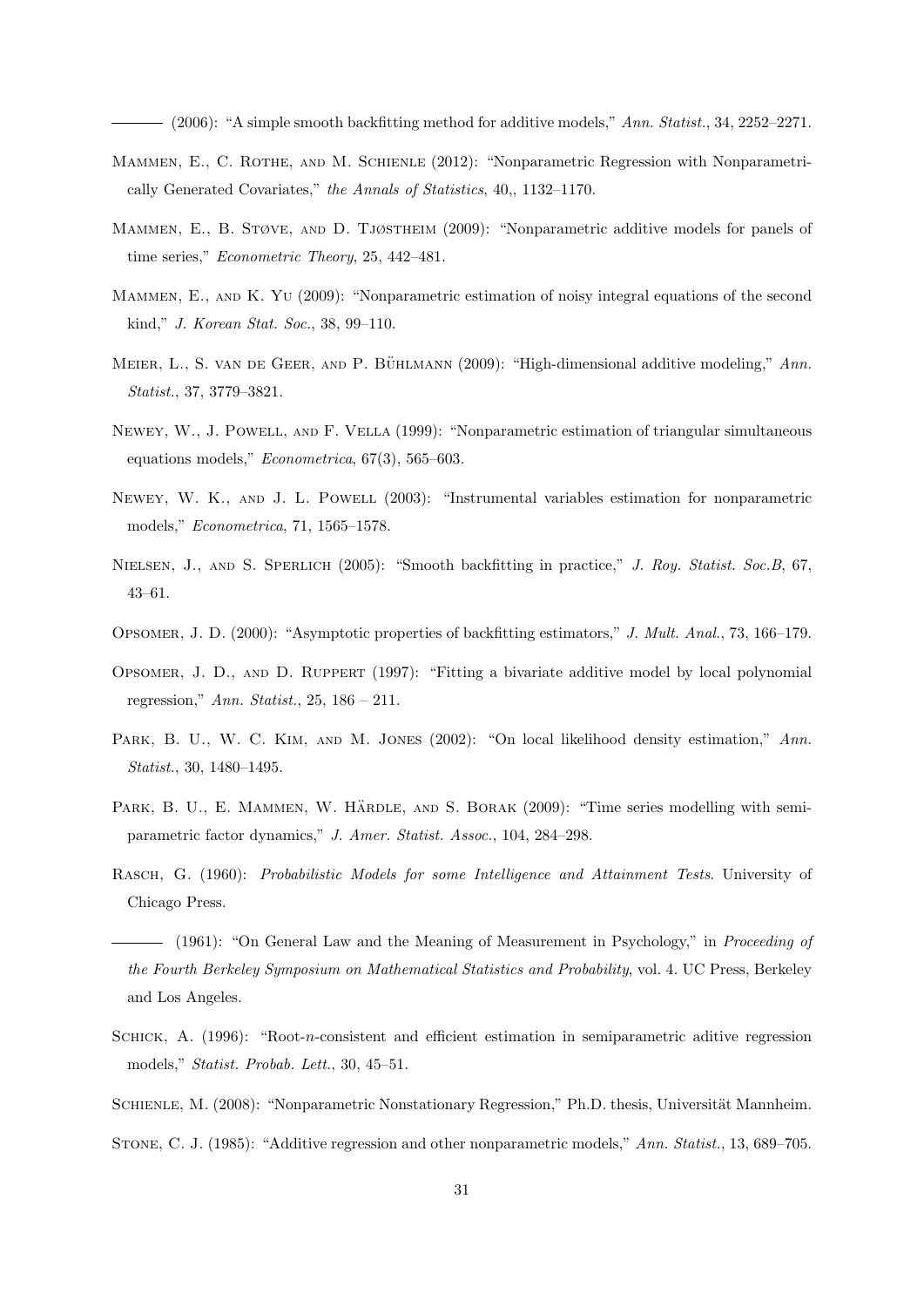——— (2006): "A simple smooth backfitting method for additive models," *Ann. Statist.*, 34, 2252–2271.

Mammen, E., C. Rothe, and M. Schienle (2012): "Nonparametric Regression with Nonparametrically Generated Covariates," *the Annals of Statistics*, 40,, 1132–1170.

Mammen, E., B. Støve, and D. Tjøstheim (2009): "Nonparametric additive models for panels of time series," *Econometric Theory*, 25, 442–481.

Mammen, E., and K. Yu (2009): "Nonparametric estimation of noisy integral equations of the second kind," *J. Korean Stat. Soc.*, 38, 99–110.

Meier, L., S. van de Geer, and P. Bühlmann (2009): "High-dimensional additive modeling," *Ann. Statist.*, 37, 3779–3821.

Newey, W., J. Powell, and F. Vella (1999): "Nonparametric estimation of triangular simultaneous equations models," *Econometrica*, 67(3), 565–603.

Newey, W. K., and J. L. Powell (2003): "Instrumental variables estimation for nonparametric models," *Econometrica*, 71, 1565–1578.

Nielsen, J., and S. Sperlich (2005): "Smooth backfitting in practice," *J. Roy. Statist. Soc.B*, 67, 43–61.

Opsomer, J. D. (2000): "Asymptotic properties of backfitting estimators," *J. Mult. Anal.*, 73, 166–179.

Opsomer, J. D., and D. Ruppert (1997): "Fitting a bivariate additive model by local polynomial regression," *Ann. Statist.*, 25, 186 – 211.

Park, B. U., W. C. Kim, and M. Jones (2002): "On local likelihood density estimation," *Ann. Statist.*, 30, 1480–1495.

Park, B. U., E. Mammen, W. Härdle, and S. Borak (2009): "Time series modelling with semiparametric factor dynamics," *J. Amer. Statist. Assoc.*, 104, 284–298.

Rasch, G. (1960): *Probabilistic Models for some Intelligence and Attainment Tests*. University of Chicago Press.

——— (1961): "On General Law and the Meaning of Measurement in Psychology," in *Proceeding of the Fourth Berkeley Symposium on Mathematical Statistics and Probability*, vol. 4. UC Press, Berkeley and Los Angeles.

Schick, A. (1996): "Root-$n$-consistent and efficient estimation in semiparametric aditive regression models," *Statist. Probab. Lett.*, 30, 45–51.

Schienle, M. (2008): "Nonparametric Nonstationary Regression," Ph.D. thesis, Universität Mannheim.

Stone, C. J. (1985): "Additive regression and other nonparametric models," *Ann. Statist.*, 13, 689–705.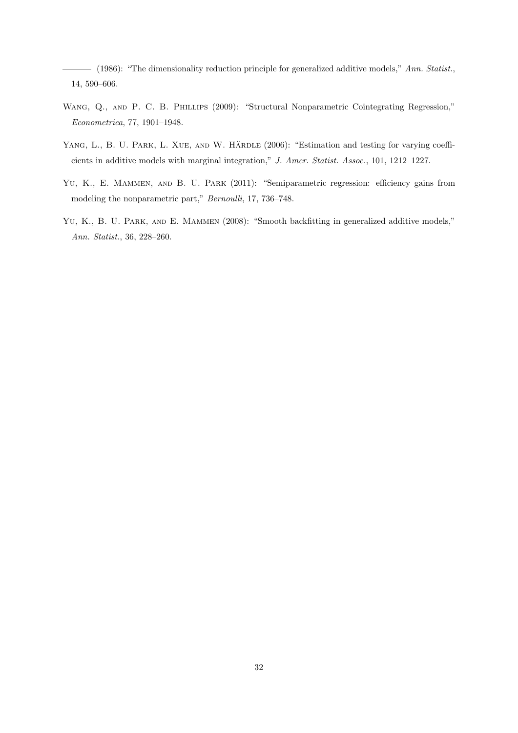——— (1986): "The dimensionality reduction principle for generalized additive models," *Ann. Statist.*, 14, 590–606.

Wang, Q., and P. C. B. Phillips (2009): "Structural Nonparametric Cointegrating Regression," *Econometrica*, 77, 1901–1948.

Yang, L., B. U. Park, L. Xue, and W. Härdle (2006): "Estimation and testing for varying coefficients in additive models with marginal integration," *J. Amer. Statist. Assoc.*, 101, 1212–1227.

Yu, K., E. Mammen, and B. U. Park (2011): "Semiparametric regression: efficiency gains from modeling the nonparametric part," *Bernoulli*, 17, 736–748.

Yu, K., B. U. Park, and E. Mammen (2008): "Smooth backfitting in generalized additive models," *Ann. Statist.*, 36, 228–260.